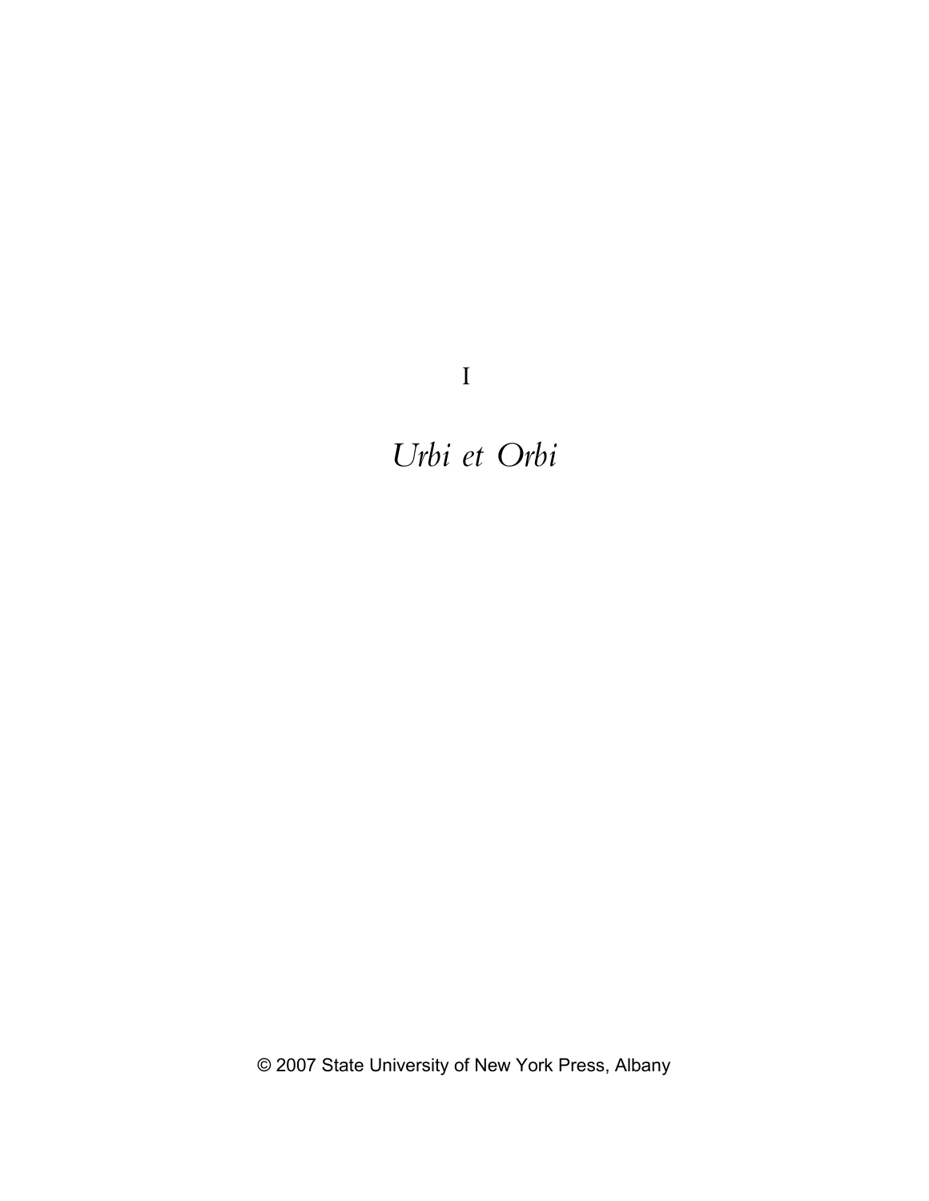# I

# *Urbi et Orbi*

© 2007 State University of New York Press, Albany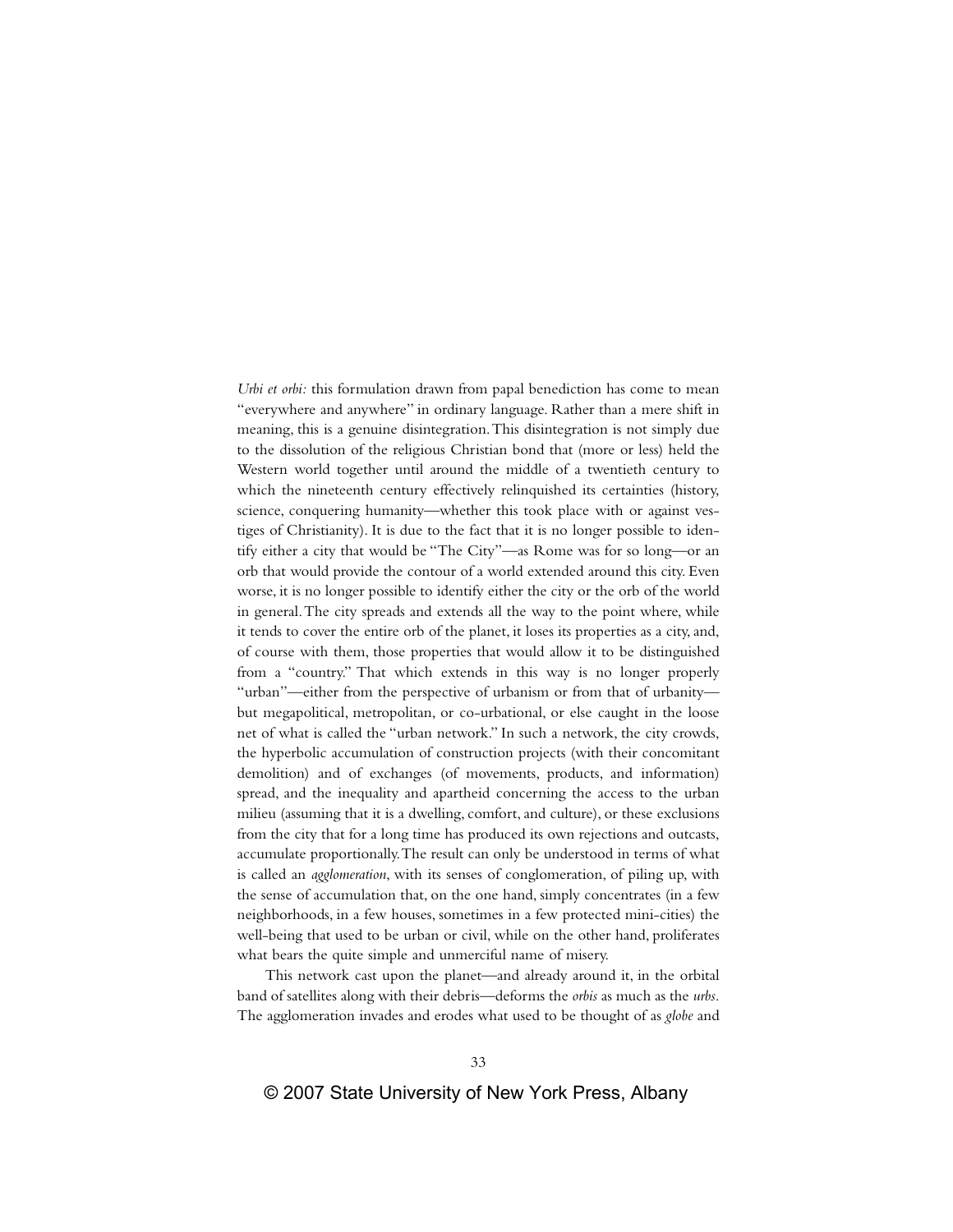*Urbi et orbi:* this formulation drawn from papal benediction has come to mean "everywhere and anywhere" in ordinary language. Rather than a mere shift in meaning, this is a genuine disintegration. This disintegration is not simply due to the dissolution of the religious Christian bond that (more or less) held the Western world together until around the middle of a twentieth century to which the nineteenth century effectively relinquished its certainties (history, science, conquering humanity—whether this took place with or against vestiges of Christianity). It is due to the fact that it is no longer possible to identify either a city that would be "The City"—as Rome was for so long—or an orb that would provide the contour of a world extended around this city. Even worse, it is no longer possible to identify either the city or the orb of the world in general. The city spreads and extends all the way to the point where, while it tends to cover the entire orb of the planet, it loses its properties as a city, and, of course with them, those properties that would allow it to be distinguished from a "country." That which extends in this way is no longer properly "urban"—either from the perspective of urbanism or from that of urbanity—but megapolitical, metropolitan, or co-urbational, or else caught in the loose net of what is called the "urban network." In such a network, the city crowds, the hyperbolic accumulation of construction projects (with their concomitant demolition) and of exchanges (of movements, products, and information) spread, and the inequality and apartheid concerning the access to the urban milieu (assuming that it is a dwelling, comfort, and culture), or these exclusions from the city that for a long time has produced its own rejections and outcasts, accumulate proportionally. The result can only be understood in terms of what is called an *agglomeration*, with its senses of conglomeration, of piling up, with the sense of accumulation that, on the one hand, simply concentrates (in a few neighborhoods, in a few houses, sometimes in a few protected mini-cities) the well-being that used to be urban or civil, while on the other hand, proliferates what bears the quite simple and unmerciful name of misery.

This network cast upon the planet—and already around it, in the orbital band of satellites along with their debris—deforms the *orbis* as much as the *urbs*. The agglomeration invades and erodes what used to be thought of as *globe* and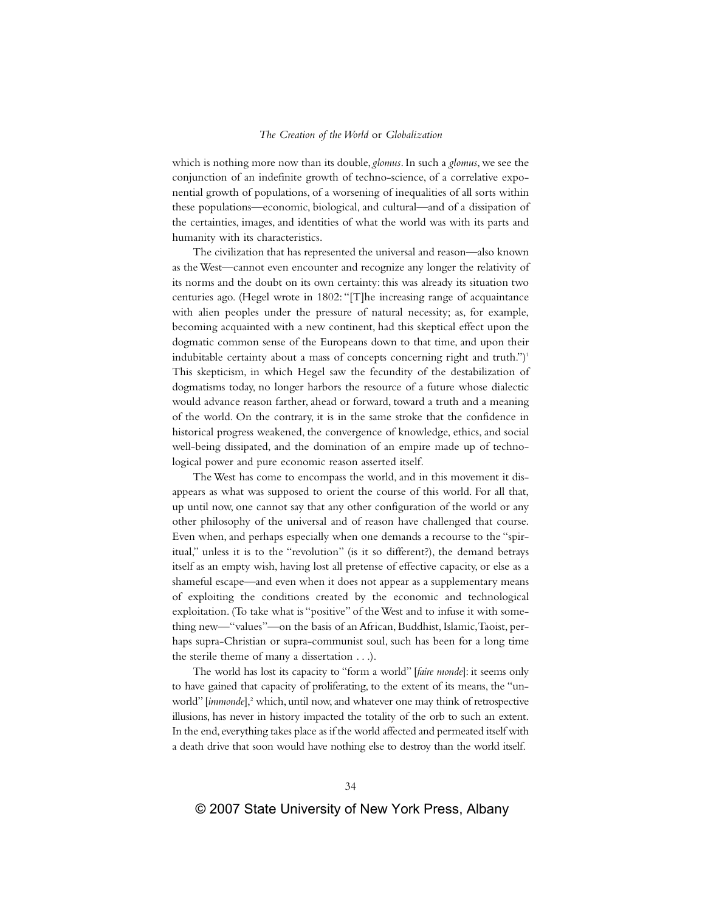which is nothing more now than its double, *glomus*. In such a *glomus*, we see the conjunction of an indefinite growth of techno-science, of a correlative exponential growth of populations, of a worsening of inequalities of all sorts within these populations—economic, biological, and cultural—and of a dissipation of the certainties, images, and identities of what the world was with its parts and humanity with its characteristics.

The civilization that has represented the universal and reason—also known as the West—cannot even encounter and recognize any longer the relativity of its norms and the doubt on its own certainty: this was already its situation two centuries ago. (Hegel wrote in 1802: "[T]he increasing range of acquaintance with alien peoples under the pressure of natural necessity; as, for example, becoming acquainted with a new continent, had this skeptical effect upon the dogmatic common sense of the Europeans down to that time, and upon their indubitable certainty about a mass of concepts concerning right and truth.")[1] This skepticism, in which Hegel saw the fecundity of the destabilization of dogmatisms today, no longer harbors the resource of a future whose dialectic would advance reason farther, ahead or forward, toward a truth and a meaning of the world. On the contrary, it is in the same stroke that the confidence in historical progress weakened, the convergence of knowledge, ethics, and social well-being dissipated, and the domination of an empire made up of technological power and pure economic reason asserted itself.

The West has come to encompass the world, and in this movement it disappears as what was supposed to orient the course of this world. For all that, up until now, one cannot say that any other configuration of the world or any other philosophy of the universal and of reason have challenged that course. Even when, and perhaps especially when one demands a recourse to the "spiritual," unless it is to the "revolution" (is it so different?), the demand betrays itself as an empty wish, having lost all pretense of effective capacity, or else as a shameful escape—and even when it does not appear as a supplementary means of exploiting the conditions created by the economic and technological exploitation. (To take what is "positive" of the West and to infuse it with something new—"values"—on the basis of an African, Buddhist, Islamic, Taoist, perhaps supra-Christian or supra-communist soul, such has been for a long time the sterile theme of many a dissertation . . .).

The world has lost its capacity to "form a world" [*faire monde*]: it seems only to have gained that capacity of proliferating, to the extent of its means, the "unworld" [*immonde*],[2] which, until now, and whatever one may think of retrospective illusions, has never in history impacted the totality of the orb to such an extent. In the end, everything takes place as if the world affected and permeated itself with a death drive that soon would have nothing else to destroy than the world itself.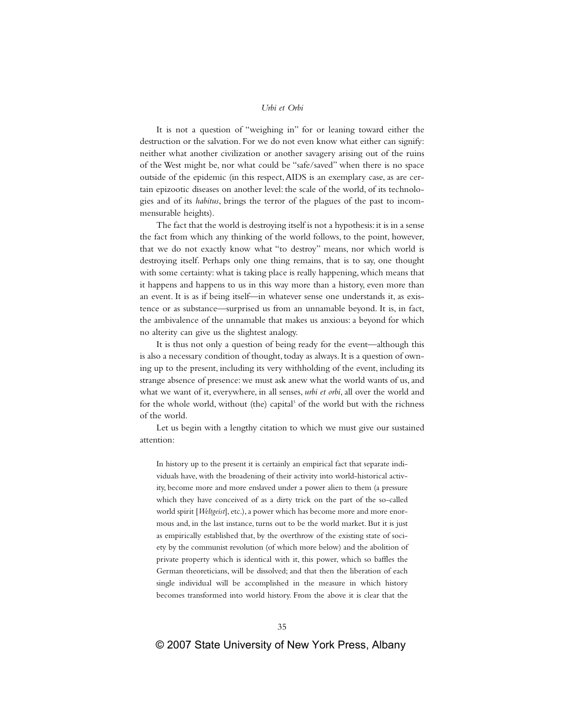It is not a question of "weighing in" for or leaning toward either the destruction or the salvation. For we do not even know what either can signify: neither what another civilization or another savagery arising out of the ruins of the West might be, nor what could be "safe/saved" when there is no space outside of the epidemic (in this respect, AIDS is an exemplary case, as are certain epizootic diseases on another level: the scale of the world, of its technologies and of its *habitus*, brings the terror of the plagues of the past to incommensurable heights).

The fact that the world is destroying itself is not a hypothesis: it is in a sense the fact from which any thinking of the world follows, to the point, however, that we do not exactly know what "to destroy" means, nor which world is destroying itself. Perhaps only one thing remains, that is to say, one thought with some certainty: what is taking place is really happening, which means that it happens and happens to us in this way more than a history, even more than an event. It is as if being itself—in whatever sense one understands it, as existence or as substance—surprised us from an unnamable beyond. It is, in fact, the ambivalence of the unnamable that makes us anxious: a beyond for which no alterity can give us the slightest analogy.

It is thus not only a question of being ready for the event—although this is also a necessary condition of thought, today as always. It is a question of owning up to the present, including its very withholding of the event, including its strange absence of presence: we must ask anew what the world wants of us, and what we want of it, everywhere, in all senses, *urbi et orbi*, all over the world and for the whole world, without (the) capital[3] of the world but with the richness of the world.

Let us begin with a lengthy citation to which we must give our sustained attention:

> In history up to the present it is certainly an empirical fact that separate individuals have, with the broadening of their activity into world-historical activity, become more and more enslaved under a power alien to them (a pressure which they have conceived of as a dirty trick on the part of the so-called world spirit [*Weltgeist*], etc.), a power which has become more and more enormous and, in the last instance, turns out to be the world market. But it is just as empirically established that, by the overthrow of the existing state of society by the communist revolution (of which more below) and the abolition of private property which is identical with it, this power, which so baffles the German theoreticians, will be dissolved; and that then the liberation of each single individual will be accomplished in the measure in which history becomes transformed into world history. From the above it is clear that the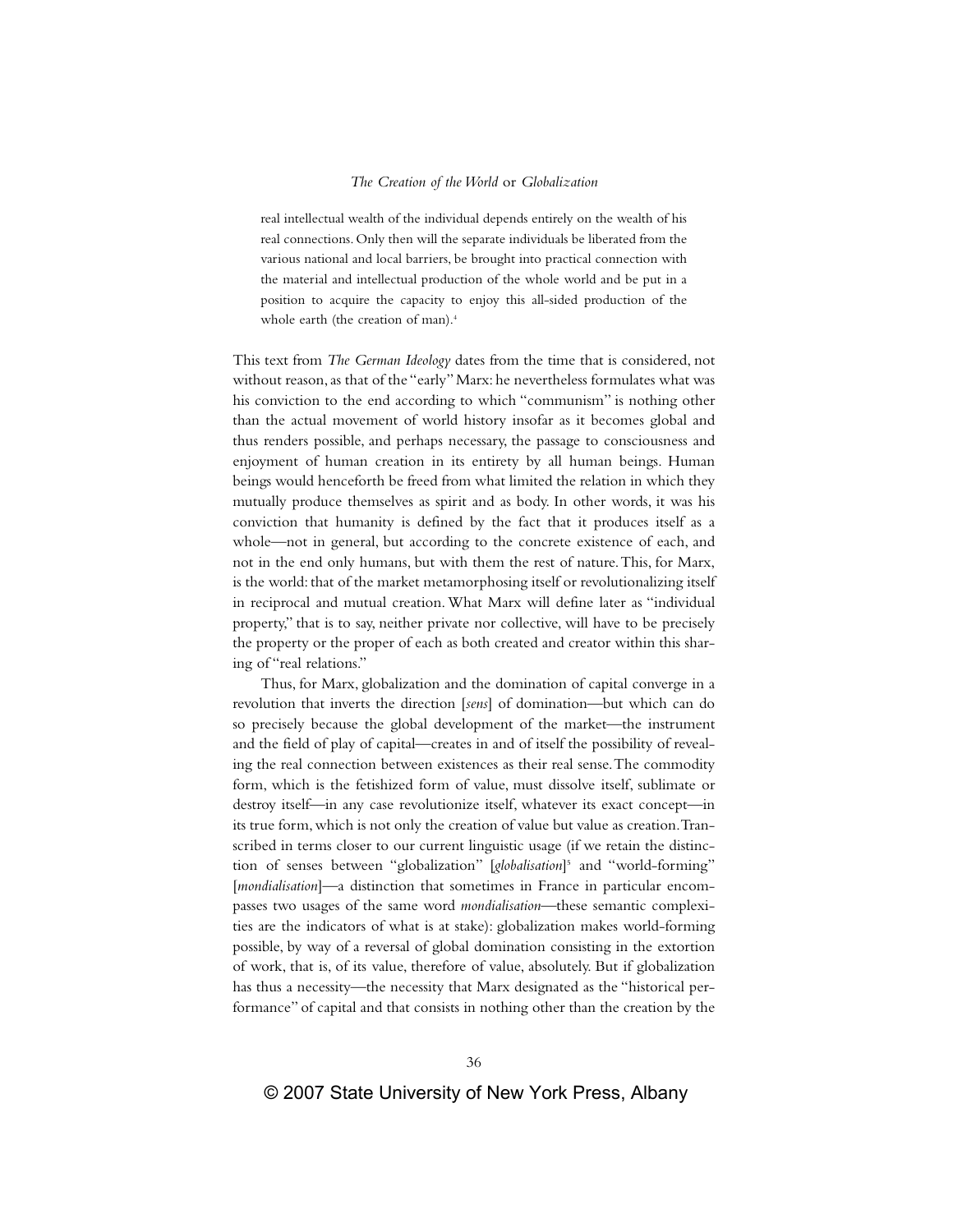> real intellectual wealth of the individual depends entirely on the wealth of his real connections. Only then will the separate individuals be liberated from the various national and local barriers, be brought into practical connection with the material and intellectual production of the whole world and be put in a position to acquire the capacity to enjoy this all-sided production of the whole earth (the creation of man).[4]

This text from *The German Ideology* dates from the time that is considered, not without reason, as that of the "early" Marx: he nevertheless formulates what was his conviction to the end according to which "communism" is nothing other than the actual movement of world history insofar as it becomes global and thus renders possible, and perhaps necessary, the passage to consciousness and enjoyment of human creation in its entirety by all human beings. Human beings would henceforth be freed from what limited the relation in which they mutually produce themselves as spirit and as body. In other words, it was his conviction that humanity is defined by the fact that it produces itself as a whole—not in general, but according to the concrete existence of each, and not in the end only humans, but with them the rest of nature. This, for Marx, is the world: that of the market metamorphosing itself or revolutionalizing itself in reciprocal and mutual creation. What Marx will define later as "individual property," that is to say, neither private nor collective, will have to be precisely the property or the proper of each as both created and creator within this sharing of "real relations."

Thus, for Marx, globalization and the domination of capital converge in a revolution that inverts the direction [*sens*] of domination—but which can do so precisely because the global development of the market—the instrument and the field of play of capital—creates in and of itself the possibility of revealing the real connection between existences as their real sense. The commodity form, which is the fetishized form of value, must dissolve itself, sublimate or destroy itself—in any case revolutionize itself, whatever its exact concept—in its true form, which is not only the creation of value but value as creation. Transcribed in terms closer to our current linguistic usage (if we retain the distinction of senses between "globalization" [*globalisation*][5] and "world-forming" [*mondialisation*]—a distinction that sometimes in France in particular encompasses two usages of the same word *mondialisation*—these semantic complexities are the indicators of what is at stake): globalization makes world-forming possible, by way of a reversal of global domination consisting in the extortion of work, that is, of its value, therefore of value, absolutely. But if globalization has thus a necessity—the necessity that Marx designated as the "historical performance" of capital and that consists in nothing other than the creation by the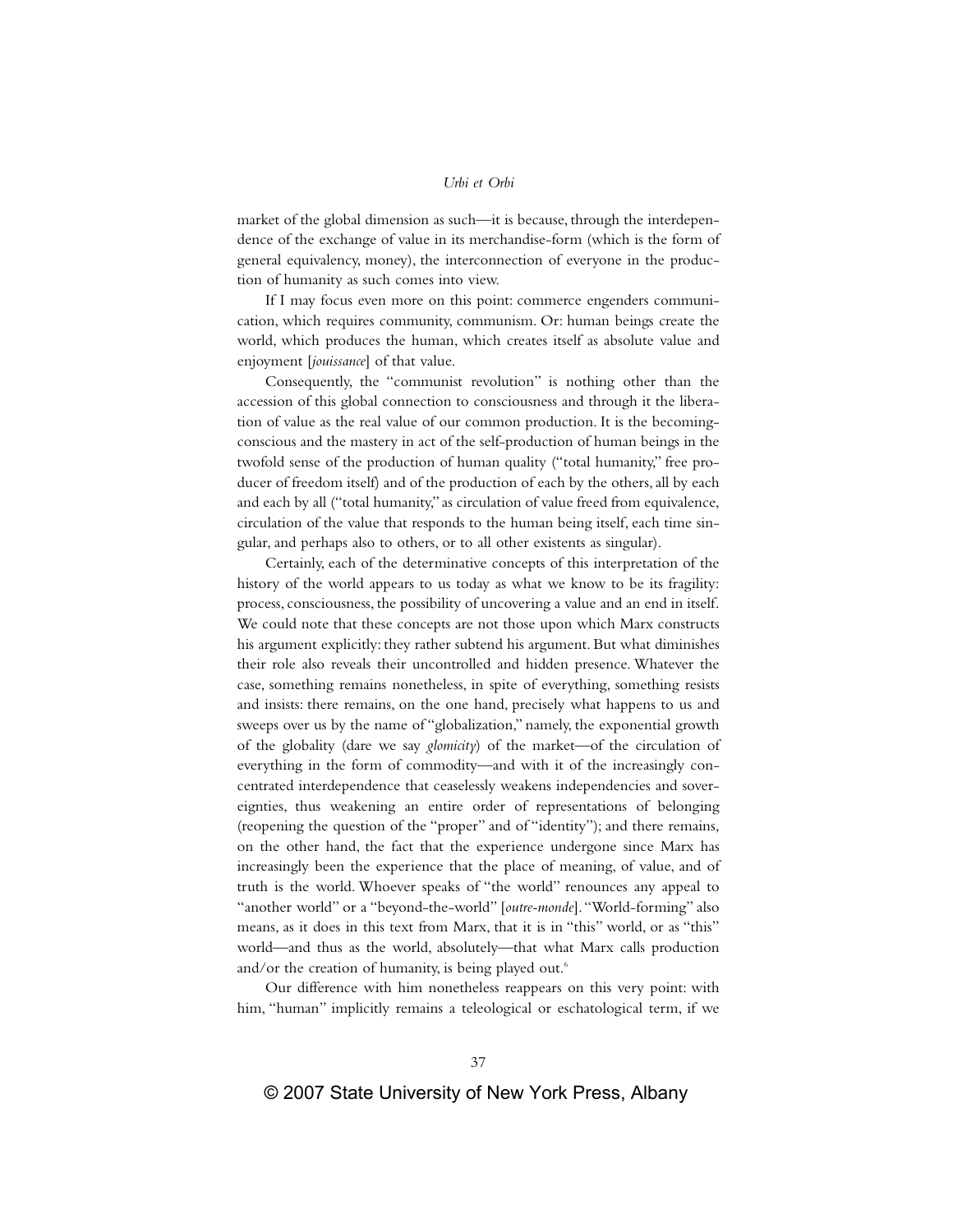market of the global dimension as such—it is because, through the interdependence of the exchange of value in its merchandise-form (which is the form of general equivalency, money), the interconnection of everyone in the production of humanity as such comes into view.

If I may focus even more on this point: commerce engenders communication, which requires community, communism. Or: human beings create the world, which produces the human, which creates itself as absolute value and enjoyment [*jouissance*] of that value.

Consequently, the "communist revolution" is nothing other than the accession of this global connection to consciousness and through it the liberation of value as the real value of our common production. It is the becoming-conscious and the mastery in act of the self-production of human beings in the twofold sense of the production of human quality ("total humanity," free producer of freedom itself) and of the production of each by the others, all by each and each by all ("total humanity," as circulation of value freed from equivalence, circulation of the value that responds to the human being itself, each time singular, and perhaps also to others, or to all other existents as singular).

Certainly, each of the determinative concepts of this interpretation of the history of the world appears to us today as what we know to be its fragility: process, consciousness, the possibility of uncovering a value and an end in itself. We could note that these concepts are not those upon which Marx constructs his argument explicitly: they rather subtend his argument. But what diminishes their role also reveals their uncontrolled and hidden presence. Whatever the case, something remains nonetheless, in spite of everything, something resists and insists: there remains, on the one hand, precisely what happens to us and sweeps over us by the name of "globalization," namely, the exponential growth of the globality (dare we say *glomicity*) of the market—of the circulation of everything in the form of commodity—and with it of the increasingly concentrated interdependence that ceaselessly weakens independencies and sovereignties, thus weakening an entire order of representations of belonging (reopening the question of the "proper" and of "identity"); and there remains, on the other hand, the fact that the experience undergone since Marx has increasingly been the experience that the place of meaning, of value, and of truth is the world. Whoever speaks of "the world" renounces any appeal to "another world" or a "beyond-the-world" [*outre-monde*]. "World-forming" also means, as it does in this text from Marx, that it is in "this" world, or as "this" world—and thus as the world, absolutely—that what Marx calls production and/or the creation of humanity, is being played out.[6]

Our difference with him nonetheless reappears on this very point: with him, "human" implicitly remains a teleological or eschatological term, if we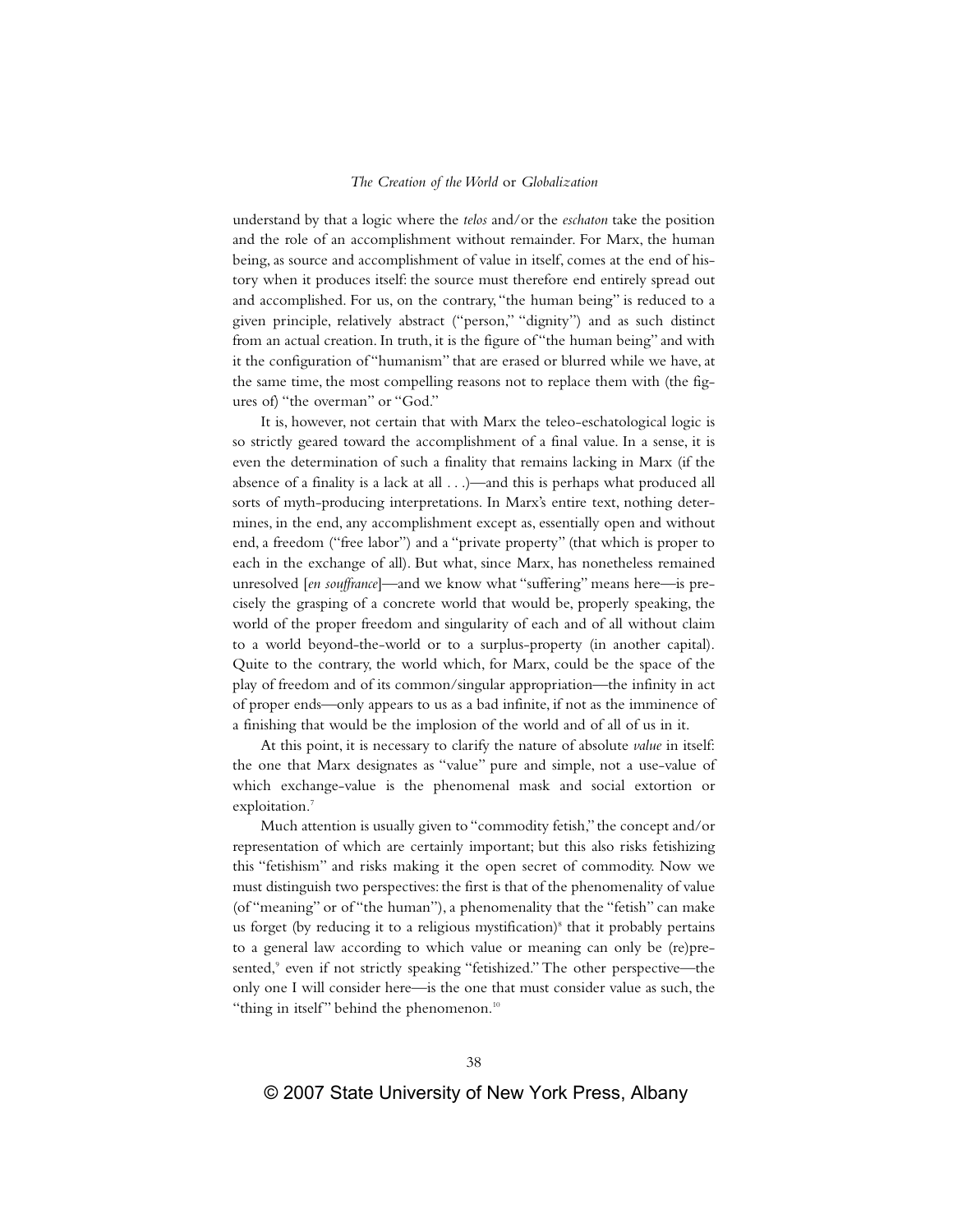understand by that a logic where the *telos* and/or the *eschaton* take the position and the role of an accomplishment without remainder. For Marx, the human being, as source and accomplishment of value in itself, comes at the end of history when it produces itself: the source must therefore end entirely spread out and accomplished. For us, on the contrary, "the human being" is reduced to a given principle, relatively abstract ("person," "dignity") and as such distinct from an actual creation. In truth, it is the figure of "the human being" and with it the configuration of "humanism" that are erased or blurred while we have, at the same time, the most compelling reasons not to replace them with (the figures of) "the overman" or "God."

It is, however, not certain that with Marx the teleo-eschatological logic is so strictly geared toward the accomplishment of a final value. In a sense, it is even the determination of such a finality that remains lacking in Marx (if the absence of a finality is a lack at all . . .)—and this is perhaps what produced all sorts of myth-producing interpretations. In Marx's entire text, nothing determines, in the end, any accomplishment except as, essentially open and without end, a freedom ("free labor") and a "private property" (that which is proper to each in the exchange of all). But what, since Marx, has nonetheless remained unresolved [*en souffrance*]—and we know what "suffering" means here—is precisely the grasping of a concrete world that would be, properly speaking, the world of the proper freedom and singularity of each and of all without claim to a world beyond-the-world or to a surplus-property (in another capital). Quite to the contrary, the world which, for Marx, could be the space of the play of freedom and of its common/singular appropriation—the infinity in act of proper ends—only appears to us as a bad infinite, if not as the imminence of a finishing that would be the implosion of the world and of all of us in it.

At this point, it is necessary to clarify the nature of absolute *value* in itself: the one that Marx designates as "value" pure and simple, not a use-value of which exchange-value is the phenomenal mask and social extortion or exploitation.[7]

Much attention is usually given to "commodity fetish," the concept and/or representation of which are certainly important; but this also risks fetishizing this "fetishism" and risks making it the open secret of commodity. Now we must distinguish two perspectives: the first is that of the phenomenality of value (of "meaning" or of "the human"), a phenomenality that the "fetish" can make us forget (by reducing it to a religious mystification)[8] that it probably pertains to a general law according to which value or meaning can only be (re)presented,[9] even if not strictly speaking "fetishized." The other perspective—the only one I will consider here—is the one that must consider value as such, the "thing in itself" behind the phenomenon.[10]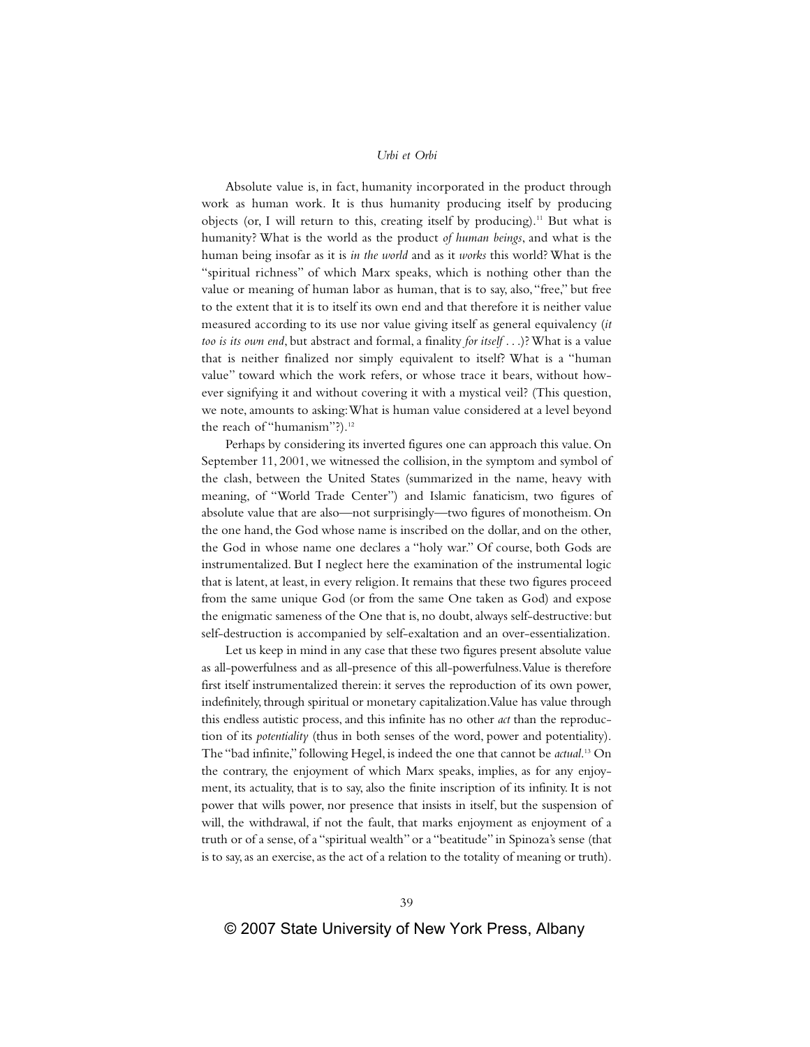Absolute value is, in fact, humanity incorporated in the product through work as human work. It is thus humanity producing itself by producing objects (or, I will return to this, creating itself by producing).[11] But what is humanity? What is the world as the product *of human beings*, and what is the human being insofar as it is *in the world* and as it *works* this world? What is the "spiritual richness" of which Marx speaks, which is nothing other than the value or meaning of human labor as human, that is to say, also, "free," but free to the extent that it is to itself its own end and that therefore it is neither value measured according to its use nor value giving itself as general equivalency (*it too is its own end*, but abstract and formal, a finality *for itself* . . .)? What is a value that is neither finalized nor simply equivalent to itself? What is a "human value" toward which the work refers, or whose trace it bears, without however signifying it and without covering it with a mystical veil? (This question, we note, amounts to asking: What is human value considered at a level beyond the reach of "humanism"?).[12]

Perhaps by considering its inverted figures one can approach this value. On September 11, 2001, we witnessed the collision, in the symptom and symbol of the clash, between the United States (summarized in the name, heavy with meaning, of "World Trade Center") and Islamic fanaticism, two figures of absolute value that are also—not surprisingly—two figures of monotheism. On the one hand, the God whose name is inscribed on the dollar, and on the other, the God in whose name one declares a "holy war." Of course, both Gods are instrumentalized. But I neglect here the examination of the instrumental logic that is latent, at least, in every religion. It remains that these two figures proceed from the same unique God (or from the same One taken as God) and expose the enigmatic sameness of the One that is, no doubt, always self-destructive: but self-destruction is accompanied by self-exaltation and an over-essentialization.

Let us keep in mind in any case that these two figures present absolute value as all-powerfulness and as all-presence of this all-powerfulness. Value is therefore first itself instrumentalized therein: it serves the reproduction of its own power, indefinitely, through spiritual or monetary capitalization. Value has value through this endless autistic process, and this infinite has no other *act* than the reproduction of its *potentiality* (thus in both senses of the word, power and potentiality). The "bad infinite," following Hegel, is indeed the one that cannot be *actual*.[13] On the contrary, the enjoyment of which Marx speaks, implies, as for any enjoyment, its actuality, that is to say, also the finite inscription of its infinity. It is not power that wills power, nor presence that insists in itself, but the suspension of will, the withdrawal, if not the fault, that marks enjoyment as enjoyment of a truth or of a sense, of a "spiritual wealth" or a "beatitude" in Spinoza's sense (that is to say, as an exercise, as the act of a relation to the totality of meaning or truth).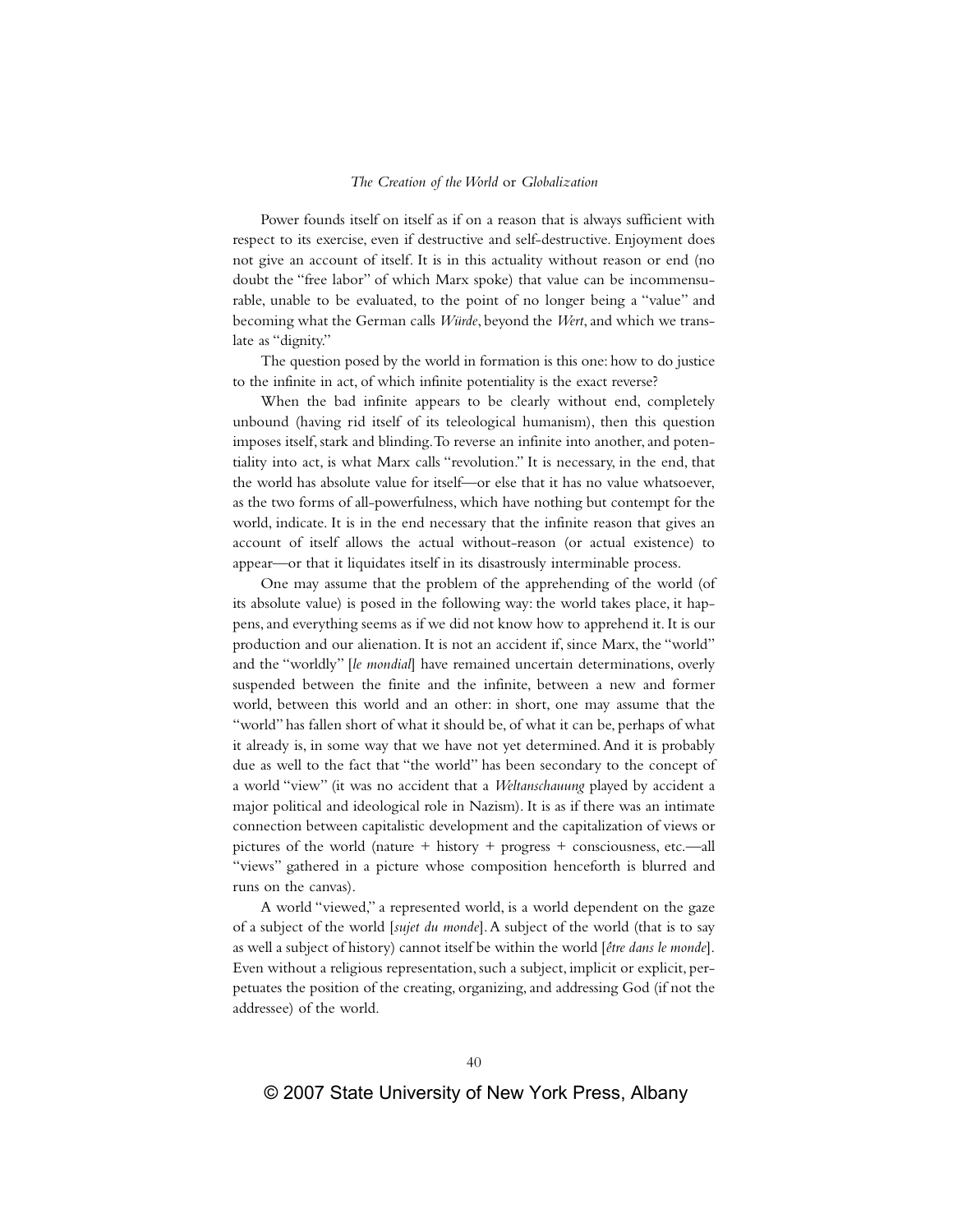Power founds itself on itself as if on a reason that is always sufficient with respect to its exercise, even if destructive and self-destructive. Enjoyment does not give an account of itself. It is in this actuality without reason or end (no doubt the "free labor" of which Marx spoke) that value can be incommensurable, unable to be evaluated, to the point of no longer being a "value" and becoming what the German calls *Würde*, beyond the *Wert*, and which we translate as "dignity."

The question posed by the world in formation is this one: how to do justice to the infinite in act, of which infinite potentiality is the exact reverse?

When the bad infinite appears to be clearly without end, completely unbound (having rid itself of its teleological humanism), then this question imposes itself, stark and blinding. To reverse an infinite into another, and potentiality into act, is what Marx calls "revolution." It is necessary, in the end, that the world has absolute value for itself—or else that it has no value whatsoever, as the two forms of all-powerfulness, which have nothing but contempt for the world, indicate. It is in the end necessary that the infinite reason that gives an account of itself allows the actual without-reason (or actual existence) to appear—or that it liquidates itself in its disastrously interminable process.

One may assume that the problem of the apprehending of the world (of its absolute value) is posed in the following way: the world takes place, it happens, and everything seems as if we did not know how to apprehend it. It is our production and our alienation. It is not an accident if, since Marx, the "world" and the "worldly" [*le mondial*] have remained uncertain determinations, overly suspended between the finite and the infinite, between a new and former world, between this world and an other: in short, one may assume that the "world" has fallen short of what it should be, of what it can be, perhaps of what it already is, in some way that we have not yet determined. And it is probably due as well to the fact that "the world" has been secondary to the concept of a world "view" (it was no accident that a *Weltanschauung* played by accident a major political and ideological role in Nazism). It is as if there was an intimate connection between capitalistic development and the capitalization of views or pictures of the world (nature + history + progress + consciousness, etc.—all "views" gathered in a picture whose composition henceforth is blurred and runs on the canvas).

A world "viewed," a represented world, is a world dependent on the gaze of a subject of the world [*sujet du monde*]. A subject of the world (that is to say as well a subject of history) cannot itself be within the world [*être dans le monde*]. Even without a religious representation, such a subject, implicit or explicit, perpetuates the position of the creating, organizing, and addressing God (if not the addressee) of the world.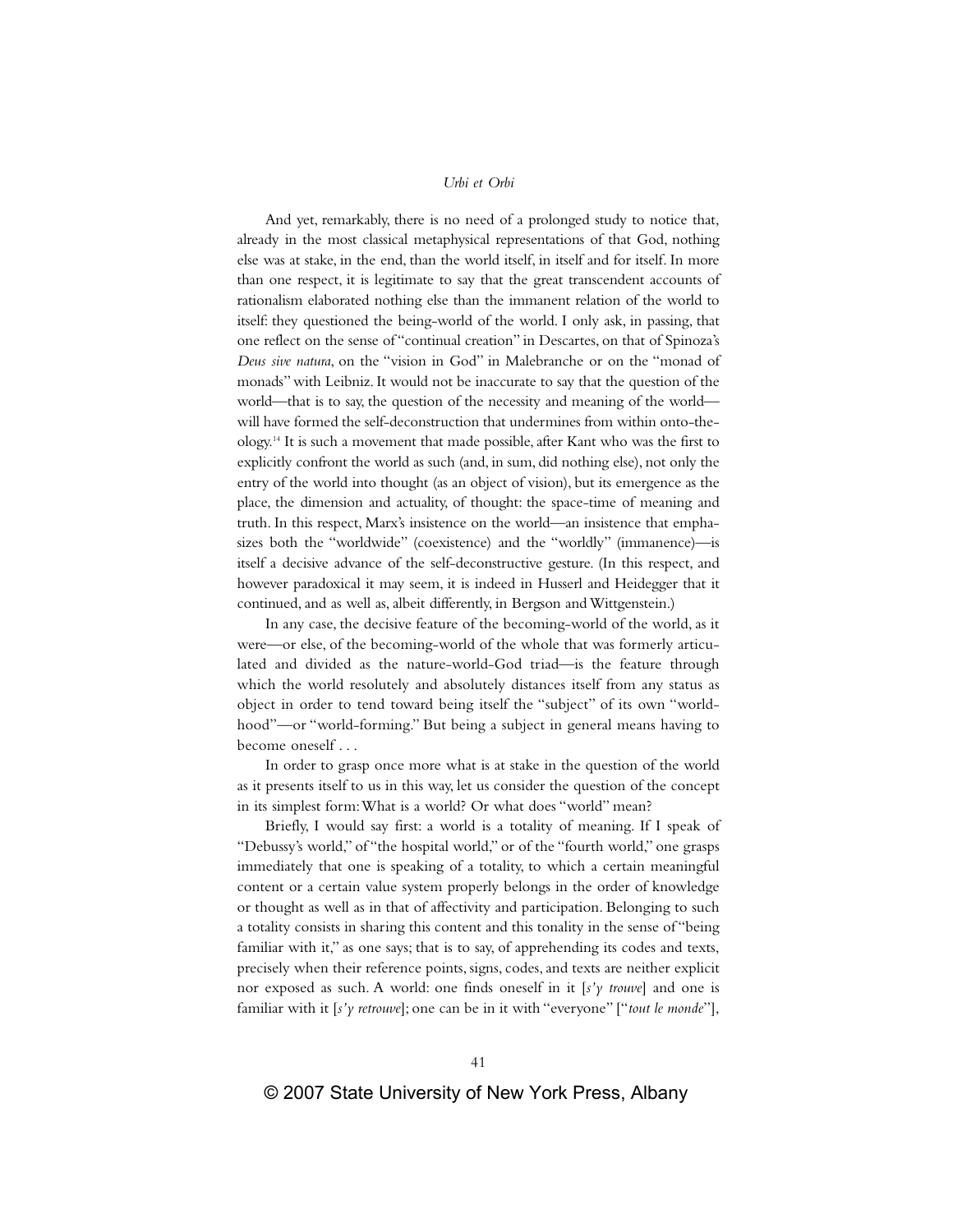And yet, remarkably, there is no need of a prolonged study to notice that, already in the most classical metaphysical representations of that God, nothing else was at stake, in the end, than the world itself, in itself and for itself. In more than one respect, it is legitimate to say that the great transcendent accounts of rationalism elaborated nothing else than the immanent relation of the world to itself: they questioned the being-world of the world. I only ask, in passing, that one reflect on the sense of "continual creation" in Descartes, on that of Spinoza's *Deus sive natura*, on the "vision in God" in Malebranche or on the "monad of monads" with Leibniz. It would not be inaccurate to say that the question of the world—that is to say, the question of the necessity and meaning of the world—will have formed the self-deconstruction that undermines from within onto-theology.[14] It is such a movement that made possible, after Kant who was the first to explicitly confront the world as such (and, in sum, did nothing else), not only the entry of the world into thought (as an object of vision), but its emergence as the place, the dimension and actuality, of thought: the space-time of meaning and truth. In this respect, Marx's insistence on the world—an insistence that emphasizes both the "worldwide" (coexistence) and the "worldly" (immanence)—is itself a decisive advance of the self-deconstructive gesture. (In this respect, and however paradoxical it may seem, it is indeed in Husserl and Heidegger that it continued, and as well as, albeit differently, in Bergson and Wittgenstein.)

In any case, the decisive feature of the becoming-world of the world, as it were—or else, of the becoming-world of the whole that was formerly articulated and divided as the nature-world-God triad—is the feature through which the world resolutely and absolutely distances itself from any status as object in order to tend toward being itself the "subject" of its own "worldhood"—or "world-forming." But being a subject in general means having to become oneself . . .

In order to grasp once more what is at stake in the question of the world as it presents itself to us in this way, let us consider the question of the concept in its simplest form: What is a world? Or what does "world" mean?

Briefly, I would say first: a world is a totality of meaning. If I speak of "Debussy's world," of "the hospital world," or of the "fourth world," one grasps immediately that one is speaking of a totality, to which a certain meaningful content or a certain value system properly belongs in the order of knowledge or thought as well as in that of affectivity and participation. Belonging to such a totality consists in sharing this content and this tonality in the sense of "being familiar with it," as one says; that is to say, of apprehending its codes and texts, precisely when their reference points, signs, codes, and texts are neither explicit nor exposed as such. A world: one finds oneself in it [*s'y trouve*] and one is familiar with it [*s'y retrouve*]; one can be in it with "everyone" ["*tout le monde*"],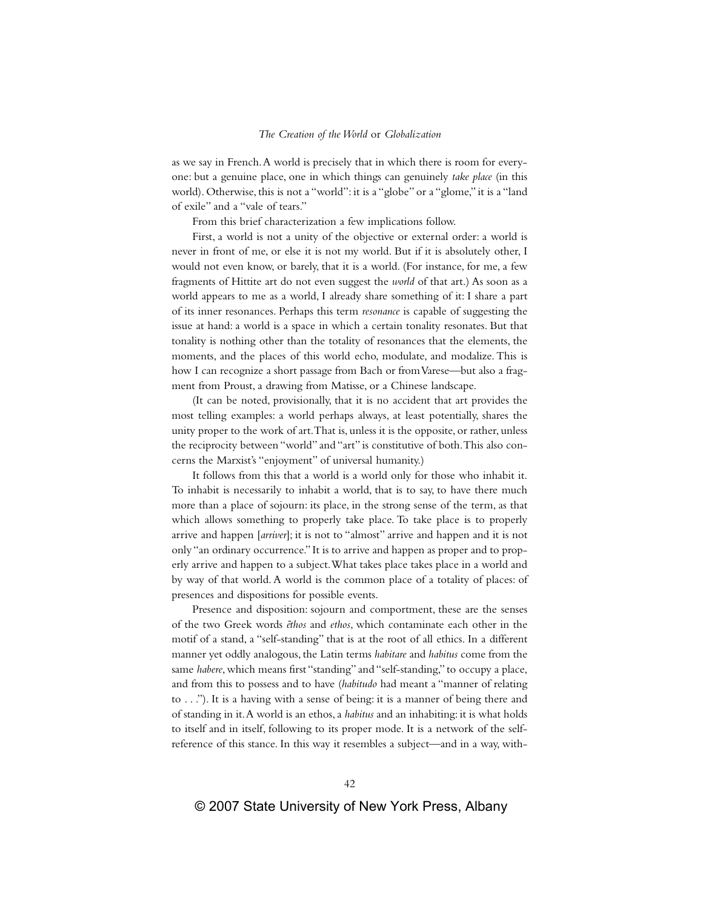as we say in French. A world is precisely that in which there is room for everyone: but a genuine place, one in which things can genuinely *take place* (in this world). Otherwise, this is not a "world": it is a "globe" or a "glome," it is a "land of exile" and a "vale of tears."

From this brief characterization a few implications follow.

First, a world is not a unity of the objective or external order: a world is never in front of me, or else it is not my world. But if it is absolutely other, I would not even know, or barely, that it is a world. (For instance, for me, a few fragments of Hittite art do not even suggest the *world* of that art.) As soon as a world appears to me as a world, I already share something of it: I share a part of its inner resonances. Perhaps this term *resonance* is capable of suggesting the issue at hand: a world is a space in which a certain tonality resonates. But that tonality is nothing other than the totality of resonances that the elements, the moments, and the places of this world echo, modulate, and modalize. This is how I can recognize a short passage from Bach or from Varese—but also a fragment from Proust, a drawing from Matisse, or a Chinese landscape.

(It can be noted, provisionally, that it is no accident that art provides the most telling examples: a world perhaps always, at least potentially, shares the unity proper to the work of art. That is, unless it is the opposite, or rather, unless the reciprocity between "world" and "art" is constitutive of both. This also concerns the Marxist's "enjoyment" of universal humanity.)

It follows from this that a world is a world only for those who inhabit it. To inhabit is necessarily to inhabit a world, that is to say, to have there much more than a place of sojourn: its place, in the strong sense of the term, as that which allows something to properly take place. To take place is to properly arrive and happen [*arriver*]; it is not to "almost" arrive and happen and it is not only "an ordinary occurrence." It is to arrive and happen as proper and to properly arrive and happen to a subject. What takes place takes place in a world and by way of that world. A world is the common place of a totality of places: of presences and dispositions for possible events.

Presence and disposition: sojourn and comportment, these are the senses of the two Greek words *ēthos* and *ethos*, which contaminate each other in the motif of a stand, a "self-standing" that is at the root of all ethics. In a different manner yet oddly analogous, the Latin terms *habitare* and *habitus* come from the same *habere*, which means first "standing" and "self-standing," to occupy a place, and from this to possess and to have (*habitudo* had meant a "manner of relating to . . ."). It is a having with a sense of being: it is a manner of being there and of standing in it. A world is an ethos, a *habitus* and an inhabiting: it is what holds to itself and in itself, following to its proper mode. It is a network of the self-reference of this stance. In this way it resembles a subject—and in a way, with-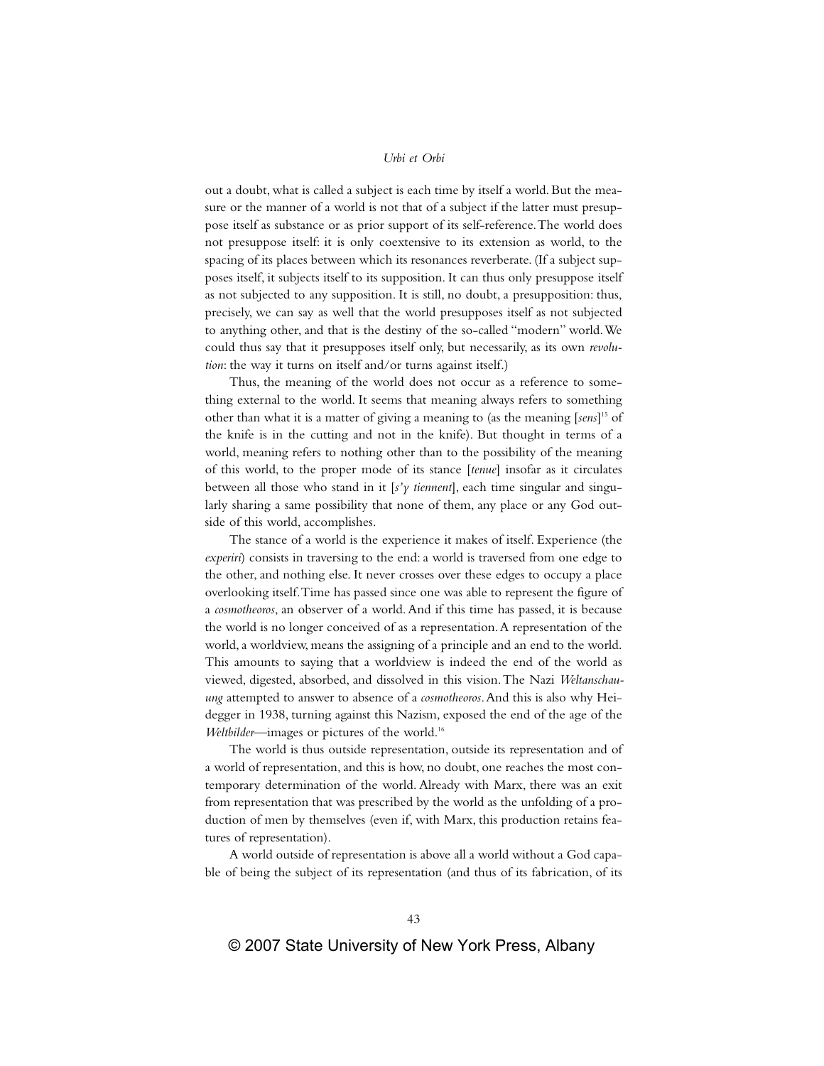out a doubt, what is called a subject is each time by itself a world. But the measure or the manner of a world is not that of a subject if the latter must presuppose itself as substance or as prior support of its self-reference. The world does not presuppose itself: it is only coextensive to its extension as world, to the spacing of its places between which its resonances reverberate. (If a subject supposes itself, it subjects itself to its supposition. It can thus only presuppose itself as not subjected to any supposition. It is still, no doubt, a presupposition: thus, precisely, we can say as well that the world presupposes itself as not subjected to anything other, and that is the destiny of the so-called "modern" world. We could thus say that it presupposes itself only, but necessarily, as its own *revolution*: the way it turns on itself and/or turns against itself.)

Thus, the meaning of the world does not occur as a reference to something external to the world. It seems that meaning always refers to something other than what it is a matter of giving a meaning to (as the meaning [*sens*][15] of the knife is in the cutting and not in the knife). But thought in terms of a world, meaning refers to nothing other than to the possibility of the meaning of this world, to the proper mode of its stance [*tenue*] insofar as it circulates between all those who stand in it [*s'y tiennent*], each time singular and singularly sharing a same possibility that none of them, any place or any God outside of this world, accomplishes.

The stance of a world is the experience it makes of itself. Experience (the *experiri*) consists in traversing to the end: a world is traversed from one edge to the other, and nothing else. It never crosses over these edges to occupy a place overlooking itself. Time has passed since one was able to represent the figure of a *cosmotheoros*, an observer of a world. And if this time has passed, it is because the world is no longer conceived of as a representation. A representation of the world, a worldview, means the assigning of a principle and an end to the world. This amounts to saying that a worldview is indeed the end of the world as viewed, digested, absorbed, and dissolved in this vision. The Nazi *Weltanschauung* attempted to answer to absence of a *cosmotheoros*. And this is also why Heidegger in 1938, turning against this Nazism, exposed the end of the age of the *Weltbilder*—images or pictures of the world.[16]

The world is thus outside representation, outside its representation and of a world of representation, and this is how, no doubt, one reaches the most contemporary determination of the world. Already with Marx, there was an exit from representation that was prescribed by the world as the unfolding of a production of men by themselves (even if, with Marx, this production retains features of representation).

A world outside of representation is above all a world without a God capable of being the subject of its representation (and thus of its fabrication, of its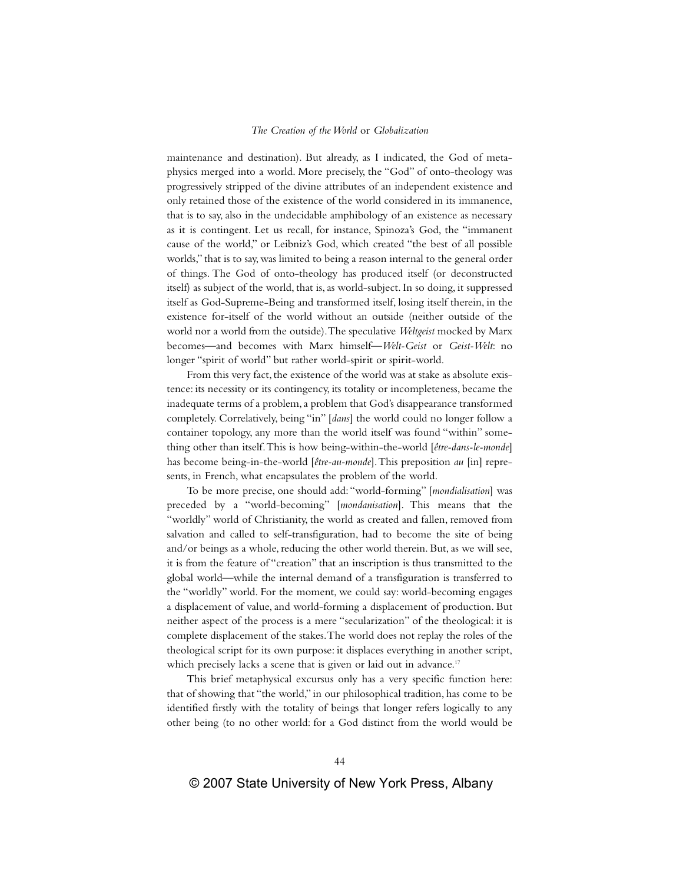maintenance and destination). But already, as I indicated, the God of metaphysics merged into a world. More precisely, the "God" of onto-theology was progressively stripped of the divine attributes of an independent existence and only retained those of the existence of the world considered in its immanence, that is to say, also in the undecidable amphibology of an existence as necessary as it is contingent. Let us recall, for instance, Spinoza's God, the "immanent cause of the world," or Leibniz's God, which created "the best of all possible worlds," that is to say, was limited to being a reason internal to the general order of things. The God of onto-theology has produced itself (or deconstructed itself) as subject of the world, that is, as world-subject. In so doing, it suppressed itself as God-Supreme-Being and transformed itself, losing itself therein, in the existence for-itself of the world without an outside (neither outside of the world nor a world from the outside). The speculative *Weltgeist* mocked by Marx becomes—and becomes with Marx himself—*Welt-Geist* or *Geist-Welt*: no longer "spirit of world" but rather world-spirit or spirit-world.

From this very fact, the existence of the world was at stake as absolute existence: its necessity or its contingency, its totality or incompleteness, became the inadequate terms of a problem, a problem that God's disappearance transformed completely. Correlatively, being "in" [*dans*] the world could no longer follow a container topology, any more than the world itself was found "within" something other than itself. This is how being-within-the-world [*être-dans-le-monde*] has become being-in-the-world [*être-au-monde*]. This preposition *au* [in] represents, in French, what encapsulates the problem of the world.

To be more precise, one should add: "world-forming" [*mondialisation*] was preceded by a "world-becoming" [*mondanisation*]. This means that the "worldly" world of Christianity, the world as created and fallen, removed from salvation and called to self-transfiguration, had to become the site of being and/or beings as a whole, reducing the other world therein. But, as we will see, it is from the feature of "creation" that an inscription is thus transmitted to the global world—while the internal demand of a transfiguration is transferred to the "worldly" world. For the moment, we could say: world-becoming engages a displacement of value, and world-forming a displacement of production. But neither aspect of the process is a mere "secularization" of the theological: it is complete displacement of the stakes. The world does not replay the roles of the theological script for its own purpose: it displaces everything in another script, which precisely lacks a scene that is given or laid out in advance.[17]

This brief metaphysical excursus only has a very specific function here: that of showing that "the world," in our philosophical tradition, has come to be identified firstly with the totality of beings that longer refers logically to any other being (to no other world: for a God distinct from the world would be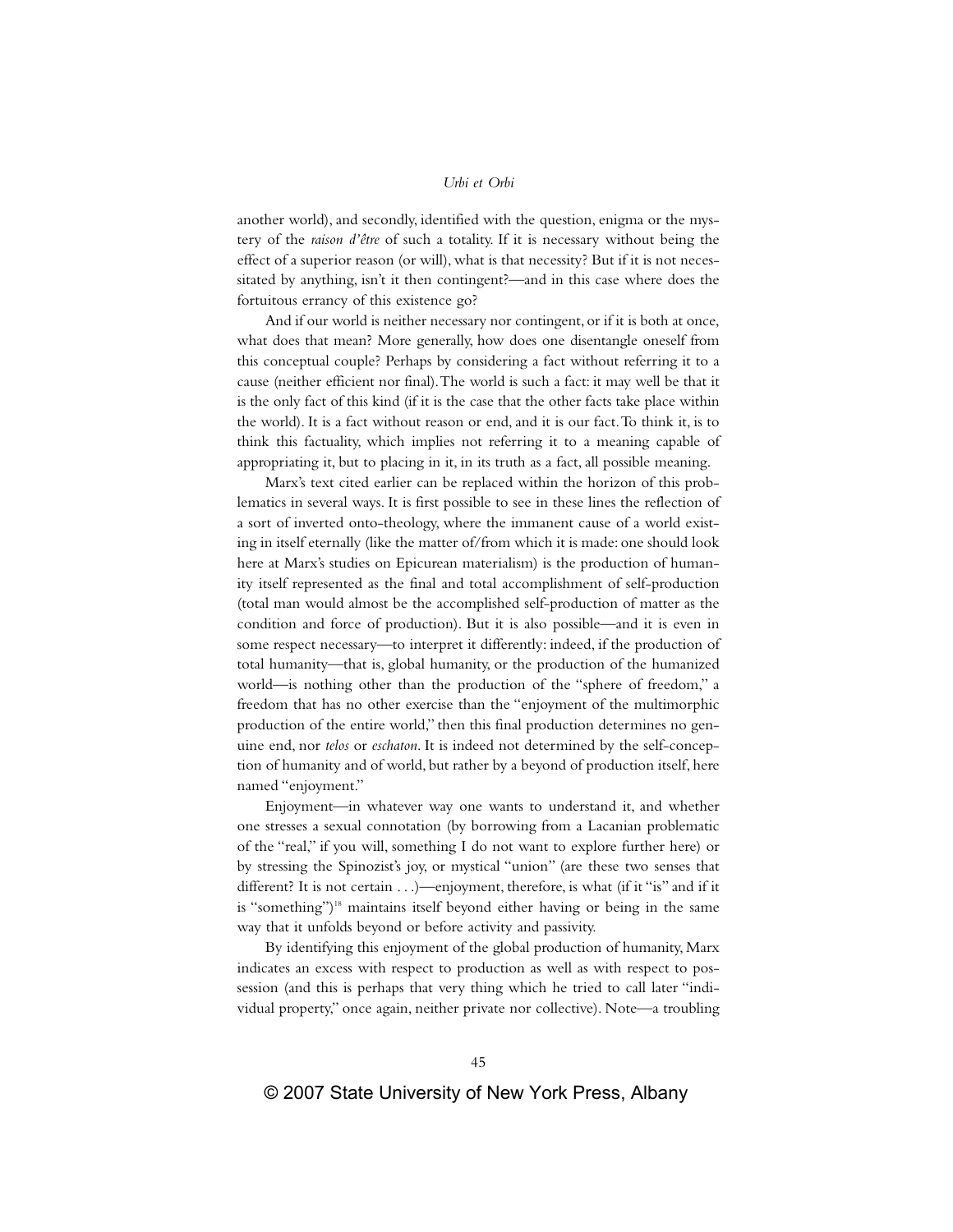another world), and secondly, identified with the question, enigma or the mystery of the *raison d'être* of such a totality. If it is necessary without being the effect of a superior reason (or will), what is that necessity? But if it is not necessitated by anything, isn't it then contingent?—and in this case where does the fortuitous errancy of this existence go?

And if our world is neither necessary nor contingent, or if it is both at once, what does that mean? More generally, how does one disentangle oneself from this conceptual couple? Perhaps by considering a fact without referring it to a cause (neither efficient nor final). The world is such a fact: it may well be that it is the only fact of this kind (if it is the case that the other facts take place within the world). It is a fact without reason or end, and it is our fact. To think it, is to think this factuality, which implies not referring it to a meaning capable of appropriating it, but to placing in it, in its truth as a fact, all possible meaning.

Marx's text cited earlier can be replaced within the horizon of this problematics in several ways. It is first possible to see in these lines the reflection of a sort of inverted onto-theology, where the immanent cause of a world existing in itself eternally (like the matter of/from which it is made: one should look here at Marx's studies on Epicurean materialism) is the production of humanity itself represented as the final and total accomplishment of self-production (total man would almost be the accomplished self-production of matter as the condition and force of production). But it is also possible—and it is even in some respect necessary—to interpret it differently: indeed, if the production of total humanity—that is, global humanity, or the production of the humanized world—is nothing other than the production of the "sphere of freedom," a freedom that has no other exercise than the "enjoyment of the multimorphic production of the entire world," then this final production determines no genuine end, nor *telos* or *eschaton*. It is indeed not determined by the self-conception of humanity and of world, but rather by a beyond of production itself, here named "enjoyment."

Enjoyment—in whatever way one wants to understand it, and whether one stresses a sexual connotation (by borrowing from a Lacanian problematic of the "real," if you will, something I do not want to explore further here) or by stressing the Spinozist's joy, or mystical "union" (are these two senses that different? It is not certain . . .)—enjoyment, therefore, is what (if it "is" and if it is "something")[18] maintains itself beyond either having or being in the same way that it unfolds beyond or before activity and passivity.

By identifying this enjoyment of the global production of humanity, Marx indicates an excess with respect to production as well as with respect to possession (and this is perhaps that very thing which he tried to call later "individual property," once again, neither private nor collective). Note—a troubling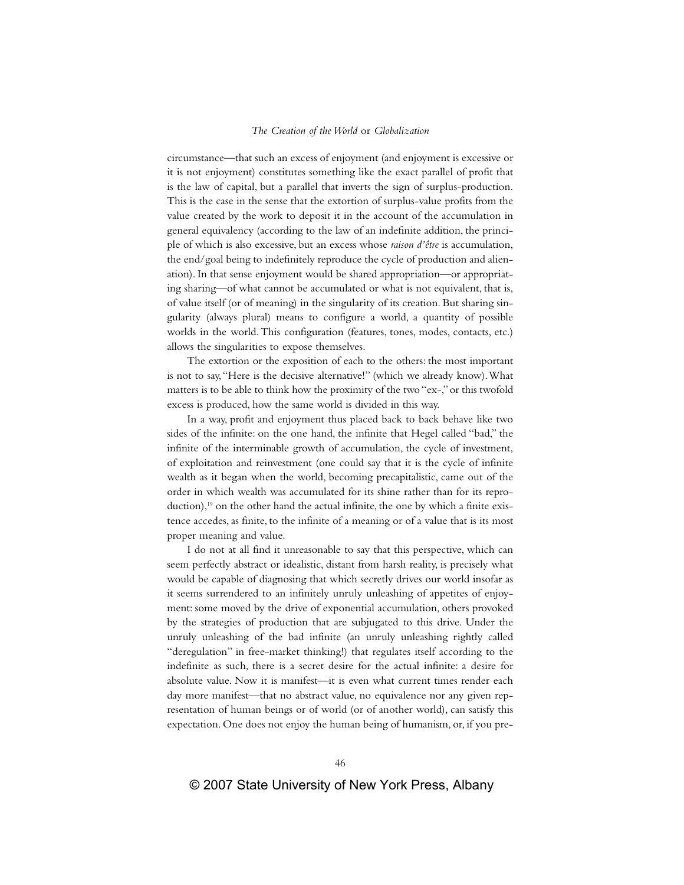circumstance—that such an excess of enjoyment (and enjoyment is excessive or it is not enjoyment) constitutes something like the exact parallel of profit that is the law of capital, but a parallel that inverts the sign of surplus-production. This is the case in the sense that the extortion of surplus-value profits from the value created by the work to deposit it in the account of the accumulation in general equivalency (according to the law of an indefinite addition, the principle of which is also excessive, but an excess whose *raison d'être* is accumulation, the end/goal being to indefinitely reproduce the cycle of production and alienation). In that sense enjoyment would be shared appropriation—or appropriating sharing—of what cannot be accumulated or what is not equivalent, that is, of value itself (or of meaning) in the singularity of its creation. But sharing singularity (always plural) means to configure a world, a quantity of possible worlds in the world. This configuration (features, tones, modes, contacts, etc.) allows the singularities to expose themselves.

The extortion or the exposition of each to the others: the most important is not to say, "Here is the decisive alternative!" (which we already know). What matters is to be able to think how the proximity of the two "ex-," or this twofold excess is produced, how the same world is divided in this way.

In a way, profit and enjoyment thus placed back to back behave like two sides of the infinite: on the one hand, the infinite that Hegel called "bad," the infinite of the interminable growth of accumulation, the cycle of investment, of exploitation and reinvestment (one could say that it is the cycle of infinite wealth as it began when the world, becoming precapitalistic, came out of the order in which wealth was accumulated for its shine rather than for its reproduction),[19] on the other hand the actual infinite, the one by which a finite existence accedes, as finite, to the infinite of a meaning or of a value that is its most proper meaning and value.

I do not at all find it unreasonable to say that this perspective, which can seem perfectly abstract or idealistic, distant from harsh reality, is precisely what would be capable of diagnosing that which secretly drives our world insofar as it seems surrendered to an infinitely unruly unleashing of appetites of enjoyment: some moved by the drive of exponential accumulation, others provoked by the strategies of production that are subjugated to this drive. Under the unruly unleashing of the bad infinite (an unruly unleashing rightly called "deregulation" in free-market thinking!) that regulates itself according to the indefinite as such, there is a secret desire for the actual infinite: a desire for absolute value. Now it is manifest—it is even what current times render each day more manifest—that no abstract value, no equivalence nor any given representation of human beings or of world (or of another world), can satisfy this expectation. One does not enjoy the human being of humanism, or, if you pre-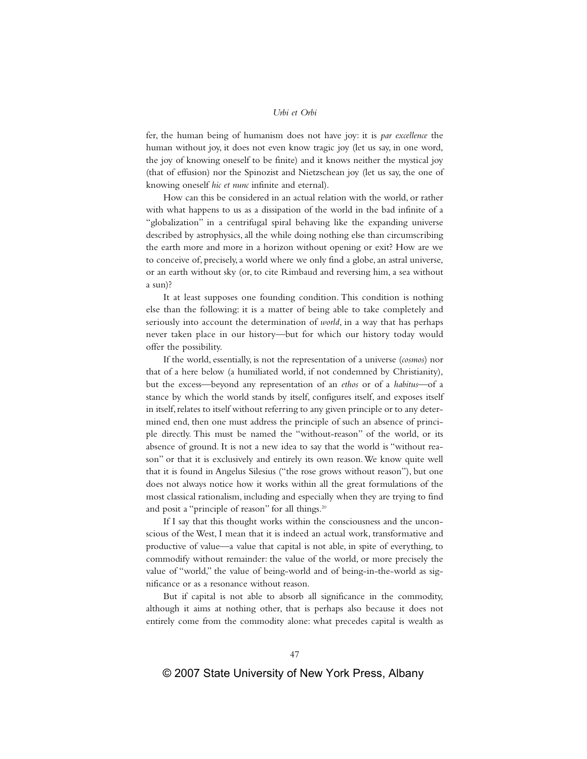fer, the human being of humanism does not have joy: it is *par excellence* the human without joy, it does not even know tragic joy (let us say, in one word, the joy of knowing oneself to be finite) and it knows neither the mystical joy (that of effusion) nor the Spinozist and Nietzschean joy (let us say, the one of knowing oneself *hic et nunc* infinite and eternal).

How can this be considered in an actual relation with the world, or rather with what happens to us as a dissipation of the world in the bad infinite of a "globalization" in a centrifugal spiral behaving like the expanding universe described by astrophysics, all the while doing nothing else than circumscribing the earth more and more in a horizon without opening or exit? How are we to conceive of, precisely, a world where we only find a globe, an astral universe, or an earth without sky (or, to cite Rimbaud and reversing him, a sea without a sun)?

It at least supposes one founding condition. This condition is nothing else than the following: it is a matter of being able to take completely and seriously into account the determination of *world*, in a way that has perhaps never taken place in our history—but for which our history today would offer the possibility.

If the world, essentially, is not the representation of a universe (*cosmos*) nor that of a here below (a humiliated world, if not condemned by Christianity), but the excess—beyond any representation of an *ethos* or of a *habitus*—of a stance by which the world stands by itself, configures itself, and exposes itself in itself, relates to itself without referring to any given principle or to any determined end, then one must address the principle of such an absence of principle directly. This must be named the "without-reason" of the world, or its absence of ground. It is not a new idea to say that the world is "without reason" or that it is exclusively and entirely its own reason. We know quite well that it is found in Angelus Silesius ("the rose grows without reason"), but one does not always notice how it works within all the great formulations of the most classical rationalism, including and especially when they are trying to find and posit a "principle of reason" for all things.[20]

If I say that this thought works within the consciousness and the unconscious of the West, I mean that it is indeed an actual work, transformative and productive of value—a value that capital is not able, in spite of everything, to commodify without remainder: the value of the world, or more precisely the value of "world," the value of being-world and of being-in-the-world as significance or as a resonance without reason.

But if capital is not able to absorb all significance in the commodity, although it aims at nothing other, that is perhaps also because it does not entirely come from the commodity alone: what precedes capital is wealth as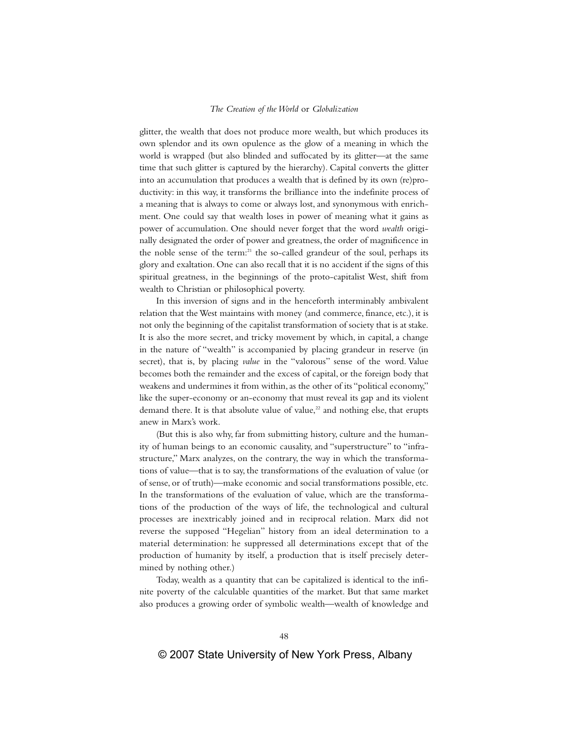glitter, the wealth that does not produce more wealth, but which produces its own splendor and its own opulence as the glow of a meaning in which the world is wrapped (but also blinded and suffocated by its glitter—at the same time that such glitter is captured by the hierarchy). Capital converts the glitter into an accumulation that produces a wealth that is defined by its own (re)productivity: in this way, it transforms the brilliance into the indefinite process of a meaning that is always to come or always lost, and synonymous with enrichment. One could say that wealth loses in power of meaning what it gains as power of accumulation. One should never forget that the word *wealth* originally designated the order of power and greatness, the order of magnificence in the noble sense of the term:[21] the so-called grandeur of the soul, perhaps its glory and exaltation. One can also recall that it is no accident if the signs of this spiritual greatness, in the beginnings of the proto-capitalist West, shift from wealth to Christian or philosophical poverty.

In this inversion of signs and in the henceforth interminably ambivalent relation that the West maintains with money (and commerce, finance, etc.), it is not only the beginning of the capitalist transformation of society that is at stake. It is also the more secret, and tricky movement by which, in capital, a change in the nature of "wealth" is accompanied by placing grandeur in reserve (in secret), that is, by placing *value* in the "valorous" sense of the word. Value becomes both the remainder and the excess of capital, or the foreign body that weakens and undermines it from within, as the other of its "political economy," like the super-economy or an-economy that must reveal its gap and its violent demand there. It is that absolute value of value,[22] and nothing else, that erupts anew in Marx's work.

(But this is also why, far from submitting history, culture and the humanity of human beings to an economic causality, and "superstructure" to "infrastructure," Marx analyzes, on the contrary, the way in which the transformations of value—that is to say, the transformations of the evaluation of value (or of sense, or of truth)—make economic and social transformations possible, etc. In the transformations of the evaluation of value, which are the transformations of the production of the ways of life, the technological and cultural processes are inextricably joined and in reciprocal relation. Marx did not reverse the supposed "Hegelian" history from an ideal determination to a material determination: he suppressed all determinations except that of the production of humanity by itself, a production that is itself precisely determined by nothing other.)

Today, wealth as a quantity that can be capitalized is identical to the infinite poverty of the calculable quantities of the market. But that same market also produces a growing order of symbolic wealth—wealth of knowledge and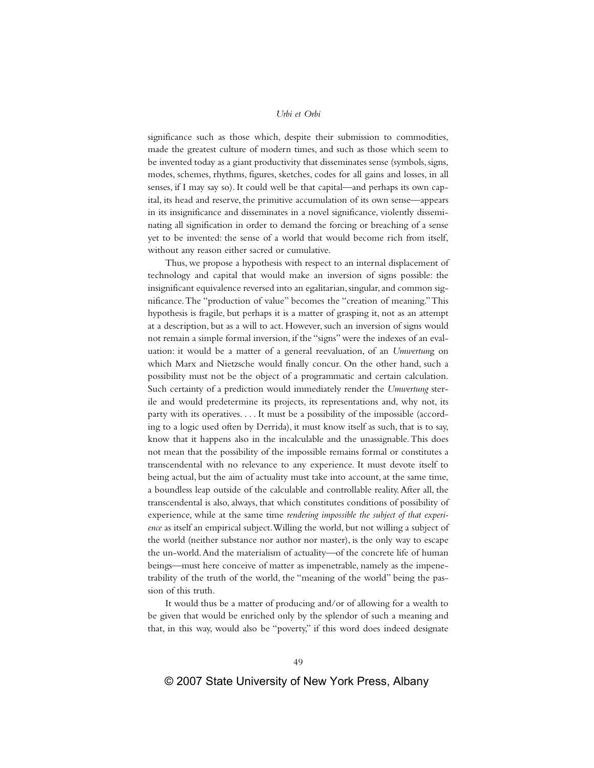significance such as those which, despite their submission to commodities, made the greatest culture of modern times, and such as those which seem to be invented today as a giant productivity that disseminates sense (symbols, signs, modes, schemes, rhythms, figures, sketches, codes for all gains and losses, in all senses, if I may say so). It could well be that capital—and perhaps its own capital, its head and reserve, the primitive accumulation of its own sense—appears in its insignificance and disseminates in a novel significance, violently disseminating all signification in order to demand the forcing or breaching of a sense yet to be invented: the sense of a world that would become rich from itself, without any reason either sacred or cumulative.

Thus, we propose a hypothesis with respect to an internal displacement of technology and capital that would make an inversion of signs possible: the insignificant equivalence reversed into an egalitarian, singular, and common significance. The "production of value" becomes the "creation of meaning." This hypothesis is fragile, but perhaps it is a matter of grasping it, not as an attempt at a description, but as a will to act. However, such an inversion of signs would not remain a simple formal inversion, if the "signs" were the indexes of an evaluation: it would be a matter of a general reevaluation, of an *Umwertung* on which Marx and Nietzsche would finally concur. On the other hand, such a possibility must not be the object of a programmatic and certain calculation. Such certainty of a prediction would immediately render the *Umwertung* sterile and would predetermine its projects, its representations and, why not, its party with its operatives. . . . It must be a possibility of the impossible (according to a logic used often by Derrida), it must know itself as such, that is to say, know that it happens also in the incalculable and the unassignable. This does not mean that the possibility of the impossible remains formal or constitutes a transcendental with no relevance to any experience. It must devote itself to being actual, but the aim of actuality must take into account, at the same time, a boundless leap outside of the calculable and controllable reality. After all, the transcendental is also, always, that which constitutes conditions of possibility of experience, while at the same time *rendering impossible the subject of that experience* as itself an empirical subject. Willing the world, but not willing a subject of the world (neither substance nor author nor master), is the only way to escape the un-world. And the materialism of actuality—of the concrete life of human beings—must here conceive of matter as impenetrable, namely as the impenetrability of the truth of the world, the "meaning of the world" being the passion of this truth.

It would thus be a matter of producing and/or of allowing for a wealth to be given that would be enriched only by the splendor of such a meaning and that, in this way, would also be "poverty," if this word does indeed designate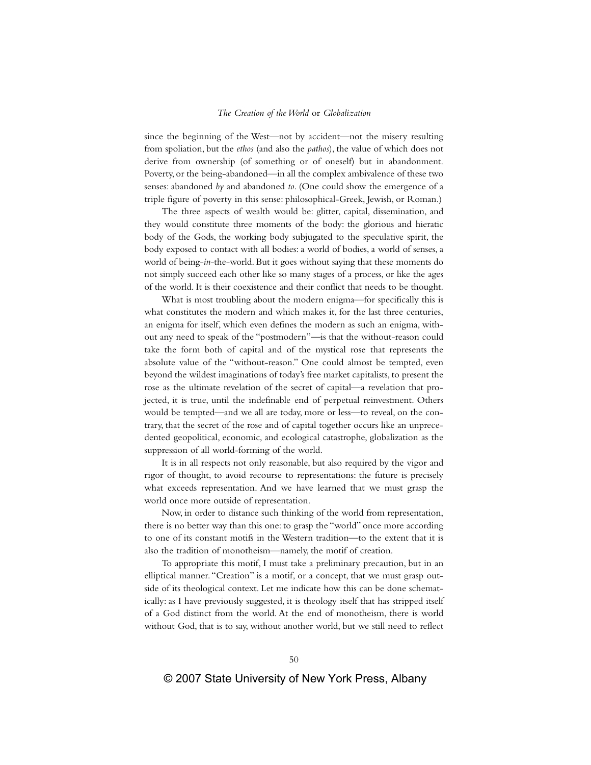since the beginning of the West—not by accident—not the misery resulting from spoliation, but the *ethos* (and also the *pathos*), the value of which does not derive from ownership (of something or of oneself) but in abandonment. Poverty, or the being-abandoned—in all the complex ambivalence of these two senses: abandoned *by* and abandoned *to*. (One could show the emergence of a triple figure of poverty in this sense: philosophical-Greek, Jewish, or Roman.)

The three aspects of wealth would be: glitter, capital, dissemination, and they would constitute three moments of the body: the glorious and hieratic body of the Gods, the working body subjugated to the speculative spirit, the body exposed to contact with all bodies: a world of bodies, a world of senses, a world of being-*in*-the-world. But it goes without saying that these moments do not simply succeed each other like so many stages of a process, or like the ages of the world. It is their coexistence and their conflict that needs to be thought.

What is most troubling about the modern enigma—for specifically this is what constitutes the modern and which makes it, for the last three centuries, an enigma for itself, which even defines the modern as such an enigma, without any need to speak of the "postmodern"—is that the without-reason could take the form both of capital and of the mystical rose that represents the absolute value of the "without-reason." One could almost be tempted, even beyond the wildest imaginations of today's free market capitalists, to present the rose as the ultimate revelation of the secret of capital—a revelation that projected, it is true, until the indefinable end of perpetual reinvestment. Others would be tempted—and we all are today, more or less—to reveal, on the contrary, that the secret of the rose and of capital together occurs like an unprecedented geopolitical, economic, and ecological catastrophe, globalization as the suppression of all world-forming of the world.

It is in all respects not only reasonable, but also required by the vigor and rigor of thought, to avoid recourse to representations: the future is precisely what exceeds representation. And we have learned that we must grasp the world once more outside of representation.

Now, in order to distance such thinking of the world from representation, there is no better way than this one: to grasp the "world" once more according to one of its constant motifs in the Western tradition—to the extent that it is also the tradition of monotheism—namely, the motif of creation.

To appropriate this motif, I must take a preliminary precaution, but in an elliptical manner. "Creation" is a motif, or a concept, that we must grasp outside of its theological context. Let me indicate how this can be done schematically: as I have previously suggested, it is theology itself that has stripped itself of a God distinct from the world. At the end of monotheism, there is world without God, that is to say, without another world, but we still need to reflect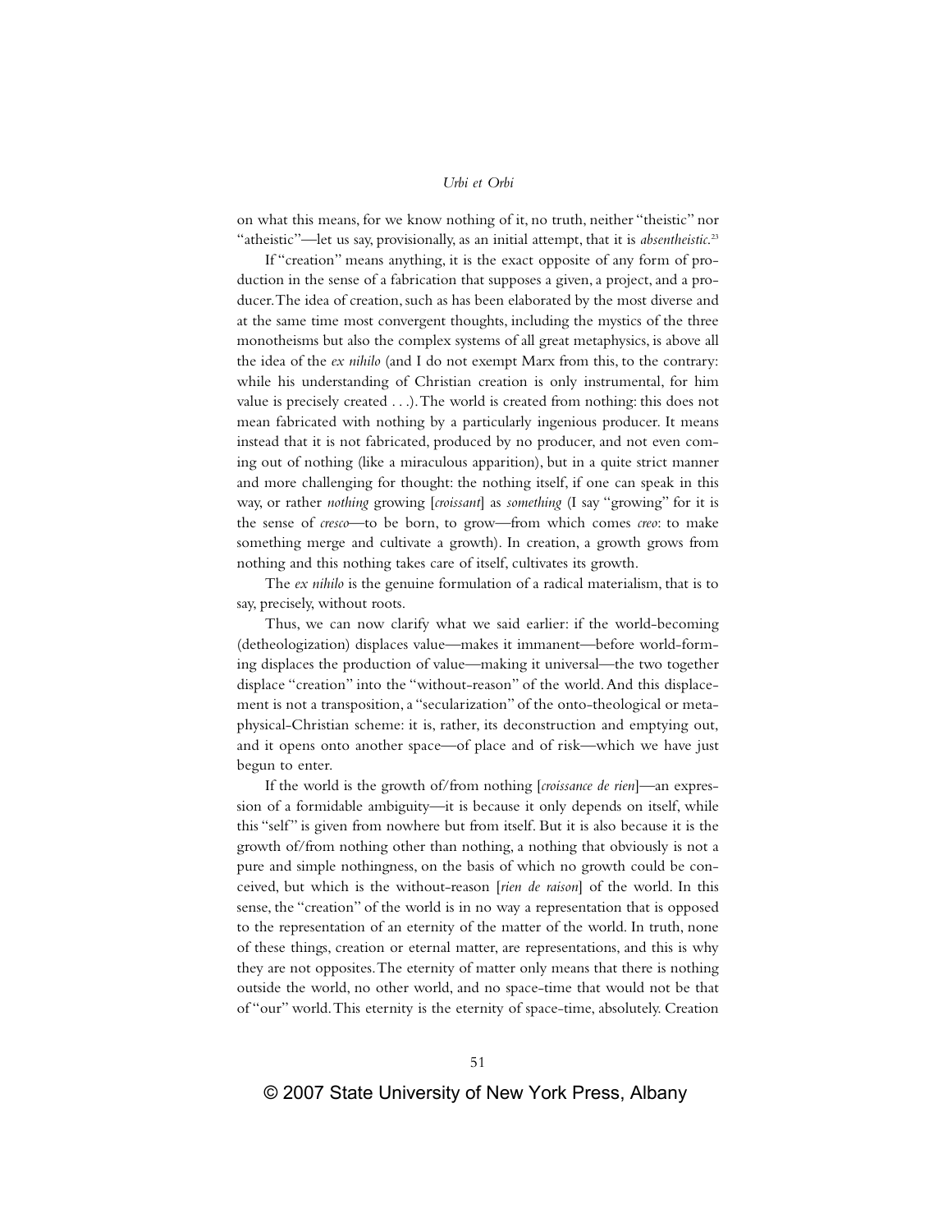on what this means, for we know nothing of it, no truth, neither "theistic" nor "atheistic"—let us say, provisionally, as an initial attempt, that it is *absentheistic*.[23]

If "creation" means anything, it is the exact opposite of any form of production in the sense of a fabrication that supposes a given, a project, and a producer. The idea of creation, such as has been elaborated by the most diverse and at the same time most convergent thoughts, including the mystics of the three monotheisms but also the complex systems of all great metaphysics, is above all the idea of the *ex nihilo* (and I do not exempt Marx from this, to the contrary: while his understanding of Christian creation is only instrumental, for him value is precisely created . . .). The world is created from nothing: this does not mean fabricated with nothing by a particularly ingenious producer. It means instead that it is not fabricated, produced by no producer, and not even coming out of nothing (like a miraculous apparition), but in a quite strict manner and more challenging for thought: the nothing itself, if one can speak in this way, or rather *nothing* growing [*croissant*] as *something* (I say "growing" for it is the sense of *cresco*—to be born, to grow—from which comes *creo*: to make something merge and cultivate a growth). In creation, a growth grows from nothing and this nothing takes care of itself, cultivates its growth.

The *ex nihilo* is the genuine formulation of a radical materialism, that is to say, precisely, without roots.

Thus, we can now clarify what we said earlier: if the world-becoming (detheologization) displaces value—makes it immanent—before world-forming displaces the production of value—making it universal—the two together displace "creation" into the "without-reason" of the world. And this displacement is not a transposition, a "secularization" of the onto-theological or metaphysical-Christian scheme: it is, rather, its deconstruction and emptying out, and it opens onto another space—of place and of risk—which we have just begun to enter.

If the world is the growth of/from nothing [*croissance de rien*]—an expression of a formidable ambiguity—it is because it only depends on itself, while this "self" is given from nowhere but from itself. But it is also because it is the growth of/from nothing other than nothing, a nothing that obviously is not a pure and simple nothingness, on the basis of which no growth could be conceived, but which is the without-reason [*rien de raison*] of the world. In this sense, the "creation" of the world is in no way a representation that is opposed to the representation of an eternity of the matter of the world. In truth, none of these things, creation or eternal matter, are representations, and this is why they are not opposites. The eternity of matter only means that there is nothing outside the world, no other world, and no space-time that would not be that of "our" world. This eternity is the eternity of space-time, absolutely. Creation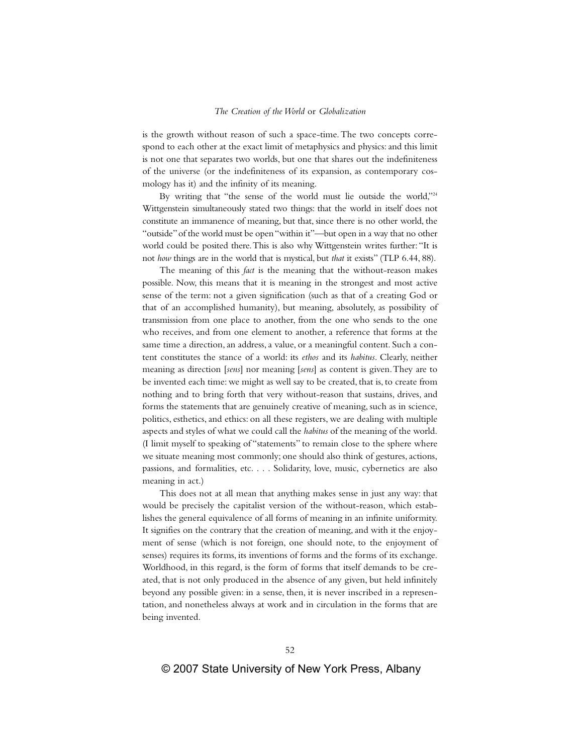is the growth without reason of such a space-time. The two concepts correspond to each other at the exact limit of metaphysics and physics: and this limit is not one that separates two worlds, but one that shares out the indefiniteness of the universe (or the indefiniteness of its expansion, as contemporary cosmology has it) and the infinity of its meaning.

By writing that "the sense of the world must lie outside the world,"[24] Wittgenstein simultaneously stated two things: that the world in itself does not constitute an immanence of meaning, but that, since there is no other world, the "outside" of the world must be open "within it"—but open in a way that no other world could be posited there. This is also why Wittgenstein writes further: "It is not *how* things are in the world that is mystical, but *that* it exists" (TLP 6.44, 88).

The meaning of this *fact* is the meaning that the without-reason makes possible. Now, this means that it is meaning in the strongest and most active sense of the term: not a given signification (such as that of a creating God or that of an accomplished humanity), but meaning, absolutely, as possibility of transmission from one place to another, from the one who sends to the one who receives, and from one element to another, a reference that forms at the same time a direction, an address, a value, or a meaningful content. Such a content constitutes the stance of a world: its *ethos* and its *habitus*. Clearly, neither meaning as direction [*sens*] nor meaning [*sens*] as content is given. They are to be invented each time: we might as well say to be created, that is, to create from nothing and to bring forth that very without-reason that sustains, drives, and forms the statements that are genuinely creative of meaning, such as in science, politics, esthetics, and ethics: on all these registers, we are dealing with multiple aspects and styles of what we could call the *habitus* of the meaning of the world. (I limit myself to speaking of "statements" to remain close to the sphere where we situate meaning most commonly; one should also think of gestures, actions, passions, and formalities, etc. . . . Solidarity, love, music, cybernetics are also meaning in act.)

This does not at all mean that anything makes sense in just any way: that would be precisely the capitalist version of the without-reason, which establishes the general equivalence of all forms of meaning in an infinite uniformity. It signifies on the contrary that the creation of meaning, and with it the enjoyment of sense (which is not foreign, one should note, to the enjoyment of senses) requires its forms, its inventions of forms and the forms of its exchange. Worldhood, in this regard, is the form of forms that itself demands to be created, that is not only produced in the absence of any given, but held infinitely beyond any possible given: in a sense, then, it is never inscribed in a representation, and nonetheless always at work and in circulation in the forms that are being invented.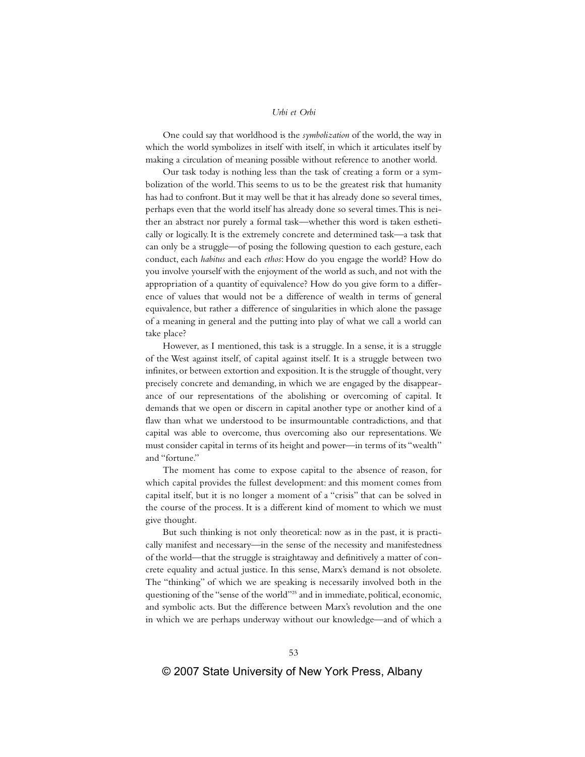One could say that worldhood is the *symbolization* of the world, the way in which the world symbolizes in itself with itself, in which it articulates itself by making a circulation of meaning possible without reference to another world.

Our task today is nothing less than the task of creating a form or a symbolization of the world. This seems to us to be the greatest risk that humanity has had to confront. But it may well be that it has already done so several times, perhaps even that the world itself has already done so several times. This is neither an abstract nor purely a formal task—whether this word is taken esthetically or logically. It is the extremely concrete and determined task—a task that can only be a struggle—of posing the following question to each gesture, each conduct, each *habitus* and each *ethos*: How do you engage the world? How do you involve yourself with the enjoyment of the world as such, and not with the appropriation of a quantity of equivalence? How do you give form to a difference of values that would not be a difference of wealth in terms of general equivalence, but rather a difference of singularities in which alone the passage of a meaning in general and the putting into play of what we call a world can take place?

However, as I mentioned, this task is a struggle. In a sense, it is a struggle of the West against itself, of capital against itself. It is a struggle between two infinites, or between extortion and exposition. It is the struggle of thought, very precisely concrete and demanding, in which we are engaged by the disappearance of our representations of the abolishing or overcoming of capital. It demands that we open or discern in capital another type or another kind of a flaw than what we understood to be insurmountable contradictions, and that capital was able to overcome, thus overcoming also our representations. We must consider capital in terms of its height and power—in terms of its "wealth" and "fortune."

The moment has come to expose capital to the absence of reason, for which capital provides the fullest development: and this moment comes from capital itself, but it is no longer a moment of a "crisis" that can be solved in the course of the process. It is a different kind of moment to which we must give thought.

But such thinking is not only theoretical: now as in the past, it is practically manifest and necessary—in the sense of the necessity and manifestedness of the world—that the struggle is straightaway and definitively a matter of concrete equality and actual justice. In this sense, Marx's demand is not obsolete. The "thinking" of which we are speaking is necessarily involved both in the questioning of the "sense of the world"[25] and in immediate, political, economic, and symbolic acts. But the difference between Marx's revolution and the one in which we are perhaps underway without our knowledge—and of which a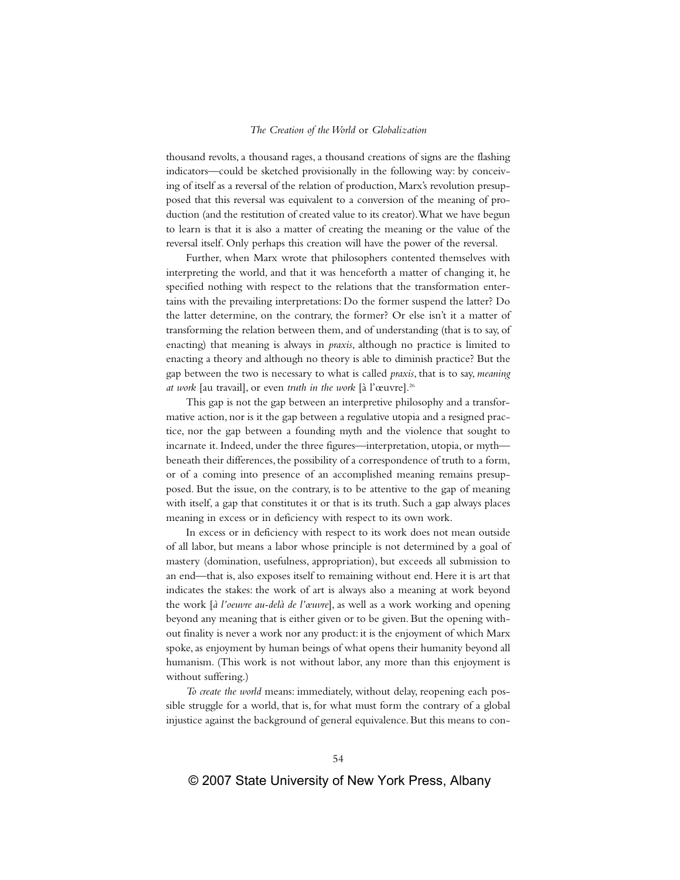thousand revolts, a thousand rages, a thousand creations of signs are the flashing indicators—could be sketched provisionally in the following way: by conceiving of itself as a reversal of the relation of production, Marx's revolution presupposed that this reversal was equivalent to a conversion of the meaning of production (and the restitution of created value to its creator). What we have begun to learn is that it is also a matter of creating the meaning or the value of the reversal itself. Only perhaps this creation will have the power of the reversal.

Further, when Marx wrote that philosophers contented themselves with interpreting the world, and that it was henceforth a matter of changing it, he specified nothing with respect to the relations that the transformation entertains with the prevailing interpretations: Do the former suspend the latter? Do the latter determine, on the contrary, the former? Or else isn't it a matter of transforming the relation between them, and of understanding (that is to say, of enacting) that meaning is always in *praxis*, although no practice is limited to enacting a theory and although no theory is able to diminish practice? But the gap between the two is necessary to what is called *praxis*, that is to say, *meaning at work* [au travail], or even *truth in the work* [à l'œuvre].[26]

This gap is not the gap between an interpretive philosophy and a transformative action, nor is it the gap between a regulative utopia and a resigned practice, nor the gap between a founding myth and the violence that sought to incarnate it. Indeed, under the three figures—interpretation, utopia, or myth—beneath their differences, the possibility of a correspondence of truth to a form, or of a coming into presence of an accomplished meaning remains presupposed. But the issue, on the contrary, is to be attentive to the gap of meaning with itself, a gap that constitutes it or that is its truth. Such a gap always places meaning in excess or in deficiency with respect to its own work.

In excess or in deficiency with respect to its work does not mean outside of all labor, but means a labor whose principle is not determined by a goal of mastery (domination, usefulness, appropriation), but exceeds all submission to an end—that is, also exposes itself to remaining without end. Here it is art that indicates the stakes: the work of art is always also a meaning at work beyond the work [*à l'oeuvre au-delà de l'œuvre*], as well as a work working and opening beyond any meaning that is either given or to be given. But the opening without finality is never a work nor any product: it is the enjoyment of which Marx spoke, as enjoyment by human beings of what opens their humanity beyond all humanism. (This work is not without labor, any more than this enjoyment is without suffering.)

*To create the world* means: immediately, without delay, reopening each possible struggle for a world, that is, for what must form the contrary of a global injustice against the background of general equivalence. But this means to con-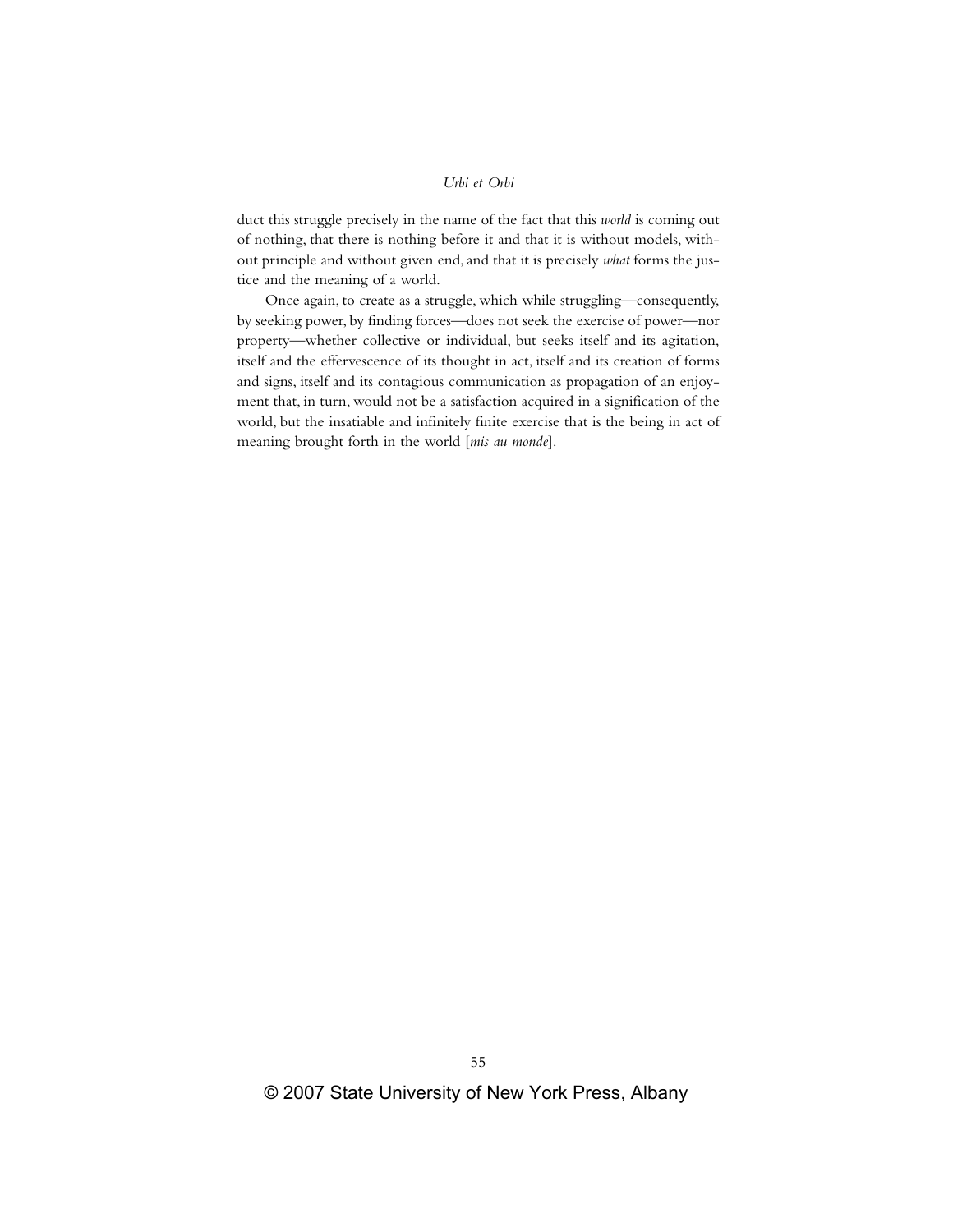duct this struggle precisely in the name of the fact that this *world* is coming out of nothing, that there is nothing before it and that it is without models, without principle and without given end, and that it is precisely *what* forms the justice and the meaning of a world.

Once again, to create as a struggle, which while struggling—consequently, by seeking power, by finding forces—does not seek the exercise of power—nor property—whether collective or individual, but seeks itself and its agitation, itself and the effervescence of its thought in act, itself and its creation of forms and signs, itself and its contagious communication as propagation of an enjoyment that, in turn, would not be a satisfaction acquired in a signification of the world, but the insatiable and infinitely finite exercise that is the being in act of meaning brought forth in the world [*mis au monde*].

© 2007 State University of New York Press, Albany